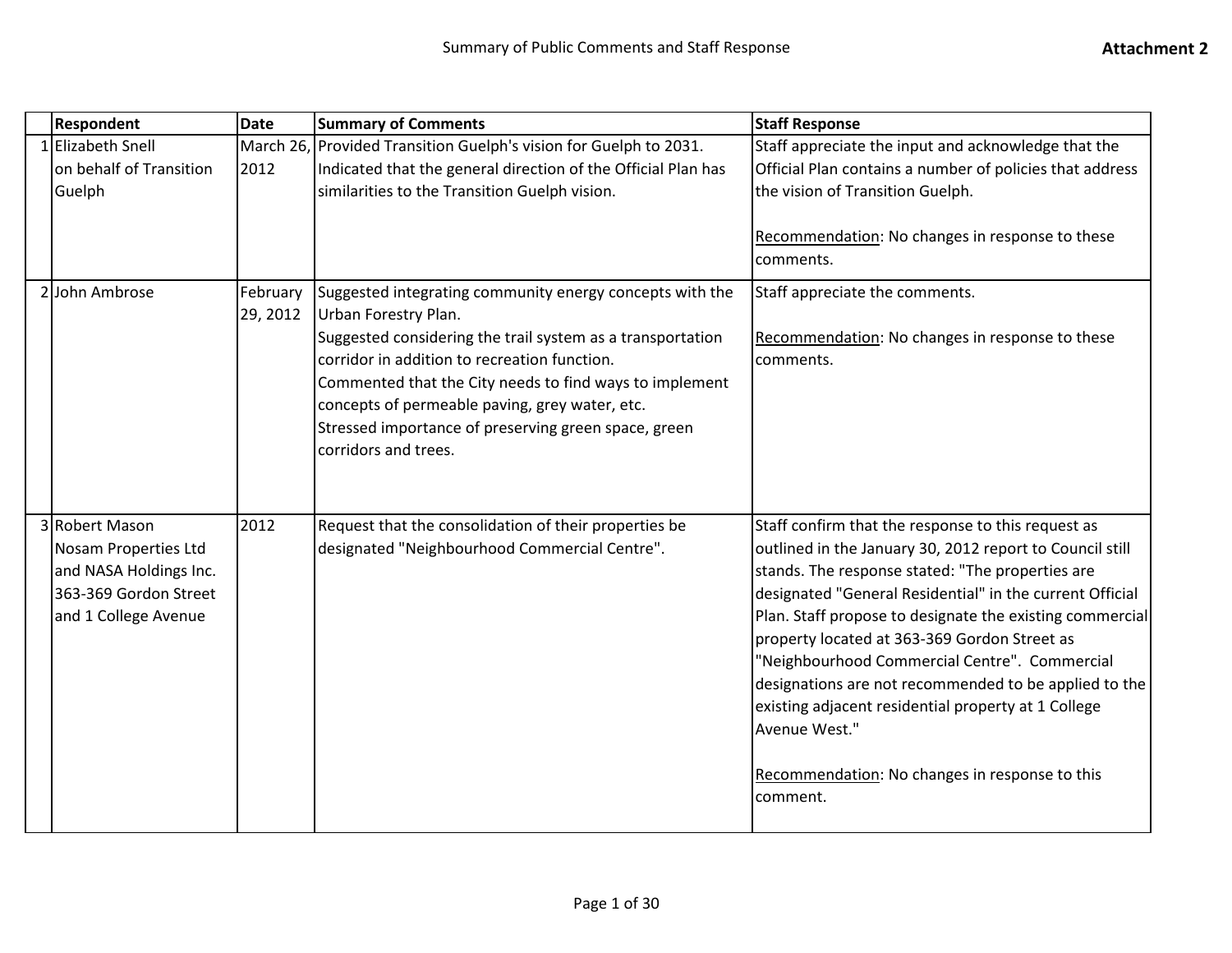Summary of Public Comments and Staff Response

**Attachment 2**

| | Respondent | Date | Summary of Comments | Staff Response |
|---|---|---|---|---|
| 1 | Elizabeth Snell on behalf of Transition Guelph | March 26, 2012 | Provided Transition Guelph's vision for Guelph to 2031. Indicated that the general direction of the Official Plan has similarities to the Transition Guelph vision. | Staff appreciate the input and acknowledge that the Official Plan contains a number of policies that address the vision of Transition Guelph.<br><br>Recommendation: No changes in response to these comments. |
| 2 | John Ambrose | February 29, 2012 | Suggested integrating community energy concepts with the Urban Forestry Plan.<br>Suggested considering the trail system as a transportation corridor in addition to recreation function.<br>Commented that the City needs to find ways to implement concepts of permeable paving, grey water, etc.<br>Stressed importance of preserving green space, green corridors and trees. | Staff appreciate the comments.<br><br>Recommendation: No changes in response to these comments. |
| 3 | Robert Mason<br>Nosam Properties Ltd and NASA Holdings Inc.<br>363-369 Gordon Street and 1 College Avenue | 2012 | Request that the consolidation of their properties be designated "Neighbourhood Commercial Centre". | Staff confirm that the response to this request as outlined in the January 30, 2012 report to Council still stands. The response stated: "The properties are designated "General Residential" in the current Official Plan. Staff propose to designate the existing commercial property located at 363-369 Gordon Street as "Neighbourhood Commercial Centre". Commercial designations are not recommended to be applied to the existing adjacent residential property at 1 College Avenue West."<br><br>Recommendation: No changes in response to this comment. |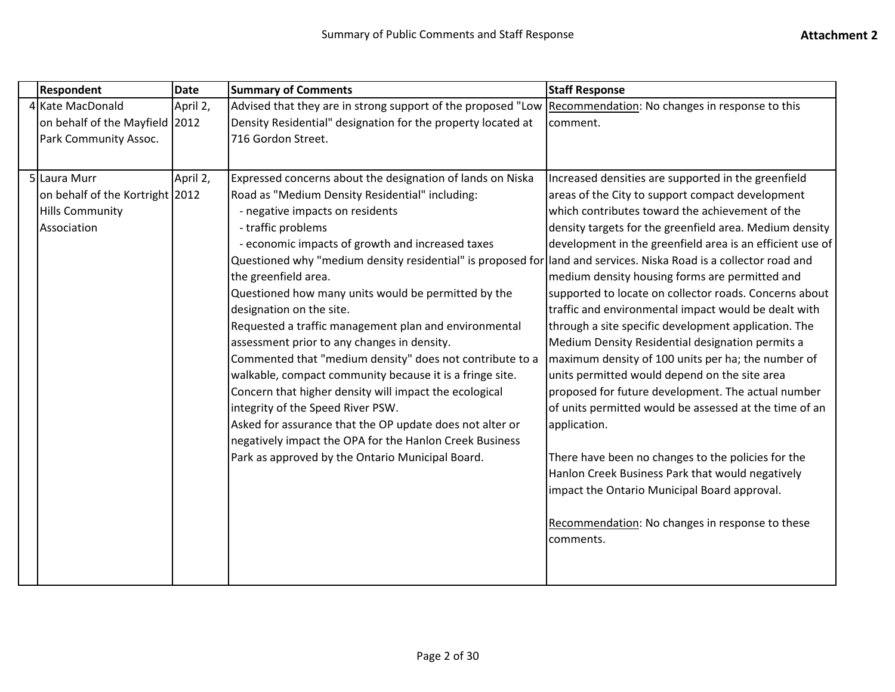| | Respondent | Date | Summary of Comments | Staff Response |
|---|---|---|---|---|
| 4 | Kate MacDonald on behalf of the Mayfield Park Community Assoc. | April 2, 2012 | Advised that they are in strong support of the proposed "Low Density Residential" designation for the property located at 716 Gordon Street. | Recommendation: No changes in response to this comment. |
| 5 | Laura Murr on behalf of the Kortright Hills Community Association | April 2, 2012 | Expressed concerns about the designation of lands on Niska Road as "Medium Density Residential" including:<br>- negative impacts on residents<br>- traffic problems<br>- economic impacts of growth and increased taxes<br>Questioned why "medium density residential" is proposed for the greenfield area.<br>Questioned how many units would be permitted by the designation on the site.<br>Requested a traffic management plan and environmental assessment prior to any changes in density.<br>Commented that "medium density" does not contribute to a walkable, compact community because it is a fringe site.<br>Concern that higher density will impact the ecological integrity of the Speed River PSW.<br>Asked for assurance that the OP update does not alter or negatively impact the OPA for the Hanlon Creek Business Park as approved by the Ontario Municipal Board. | Increased densities are supported in the greenfield areas of the City to support compact development which contributes toward the achievement of the density targets for the greenfield area. Medium density development in the greenfield area is an efficient use of land and services. Niska Road is a collector road and medium density housing forms are permitted and supported to locate on collector roads. Concerns about traffic and environmental impact would be dealt with through a site specific development application. The Medium Density Residential designation permits a maximum density of 100 units per ha; the number of units permitted would depend on the site area proposed for future development. The actual number of units permitted would be assessed at the time of an application.<br><br>There have been no changes to the policies for the Hanlon Creek Business Park that would negatively impact the Ontario Municipal Board approval.<br><br>Recommendation: No changes in response to these comments. |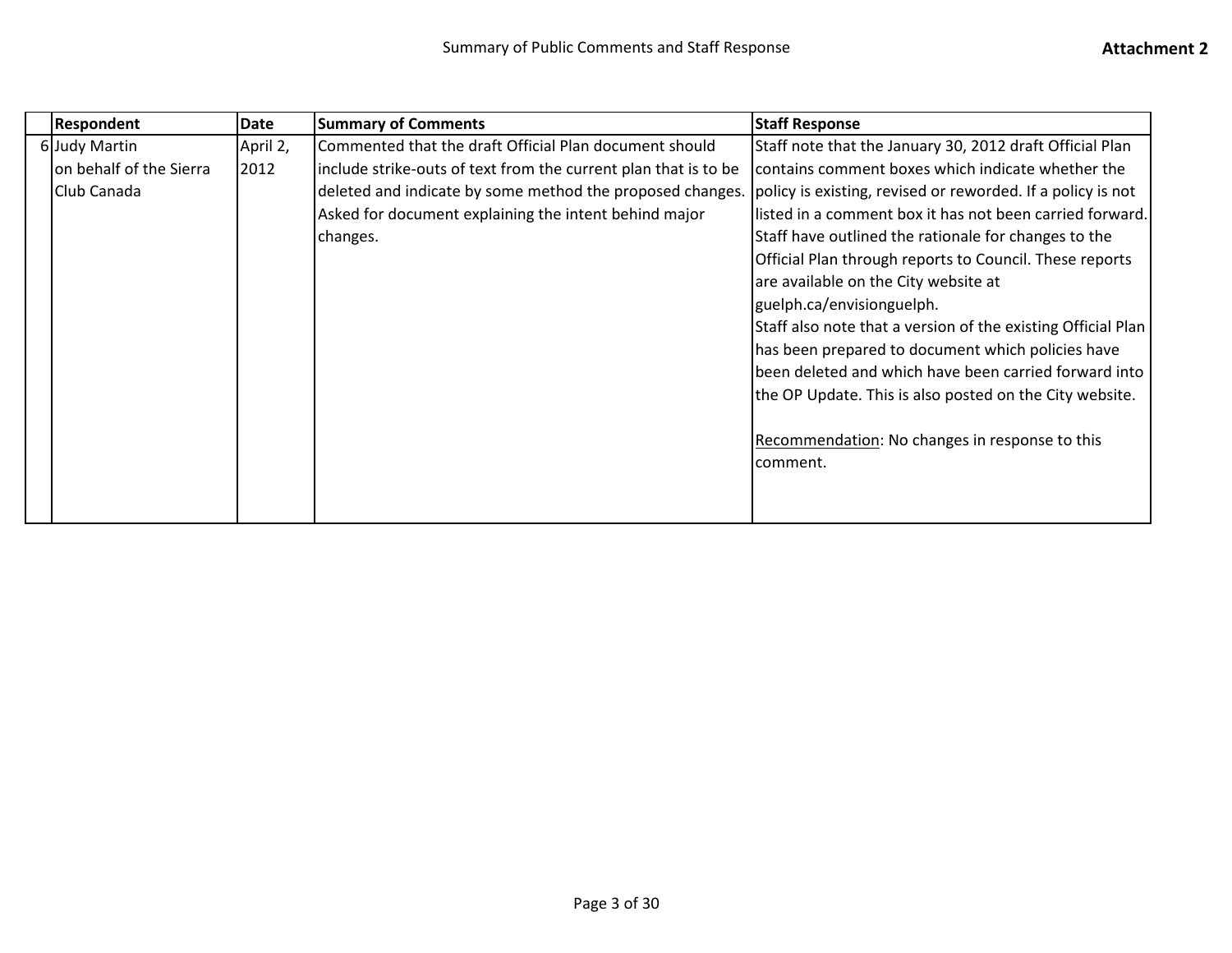| | Respondent | Date | Summary of Comments | Staff Response |
|---|---|---|---|---|
| 6 | Judy Martin on behalf of the Sierra Club Canada | April 2, 2012 | Commented that the draft Official Plan document should include strike-outs of text from the current plan that is to be deleted and indicate by some method the proposed changes. Asked for document explaining the intent behind major changes. | Staff note that the January 30, 2012 draft Official Plan contains comment boxes which indicate whether the policy is existing, revised or reworded. If a policy is not listed in a comment box it has not been carried forward. Staff have outlined the rationale for changes to the Official Plan through reports to Council. These reports are available on the City website at guelph.ca/envisionguelph. Staff also note that a version of the existing Official Plan has been prepared to document which policies have been deleted and which have been carried forward into the OP Update. This is also posted on the City website.<br><br><u>Recommendation</u>: No changes in response to this comment. |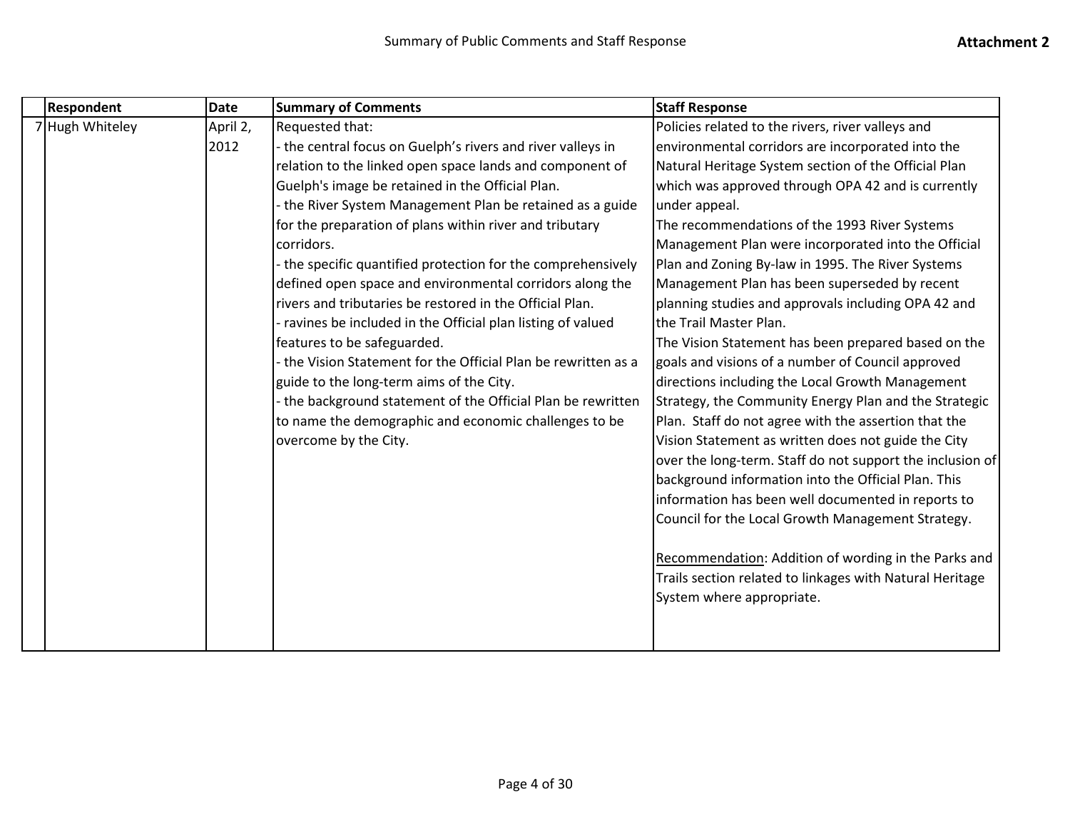| | Respondent | Date | Summary of Comments | Staff Response |
|---|---|---|---|---|
| 7 | Hugh Whiteley | April 2, 2012 | Requested that:<br>- the central focus on Guelph's rivers and river valleys in relation to the linked open space lands and component of Guelph's image be retained in the Official Plan.<br>- the River System Management Plan be retained as a guide for the preparation of plans within river and tributary corridors.<br>- the specific quantified protection for the comprehensively defined open space and environmental corridors along the rivers and tributaries be restored in the Official Plan.<br>- ravines be included in the Official plan listing of valued features to be safeguarded.<br>- the Vision Statement for the Official Plan be rewritten as a guide to the long-term aims of the City.<br>- the background statement of the Official Plan be rewritten to name the demographic and economic challenges to be overcome by the City. | Policies related to the rivers, river valleys and environmental corridors are incorporated into the Natural Heritage System section of the Official Plan which was approved through OPA 42 and is currently under appeal.<br>The recommendations of the 1993 River Systems Management Plan were incorporated into the Official Plan and Zoning By-law in 1995. The River Systems Management Plan has been superseded by recent planning studies and approvals including OPA 42 and the Trail Master Plan.<br>The Vision Statement has been prepared based on the goals and visions of a number of Council approved directions including the Local Growth Management Strategy, the Community Energy Plan and the Strategic Plan. Staff do not agree with the assertion that the Vision Statement as written does not guide the City over the long-term. Staff do not support the inclusion of background information into the Official Plan. This information has been well documented in reports to Council for the Local Growth Management Strategy.<br><br>Recommendation: Addition of wording in the Parks and Trails section related to linkages with Natural Heritage System where appropriate. |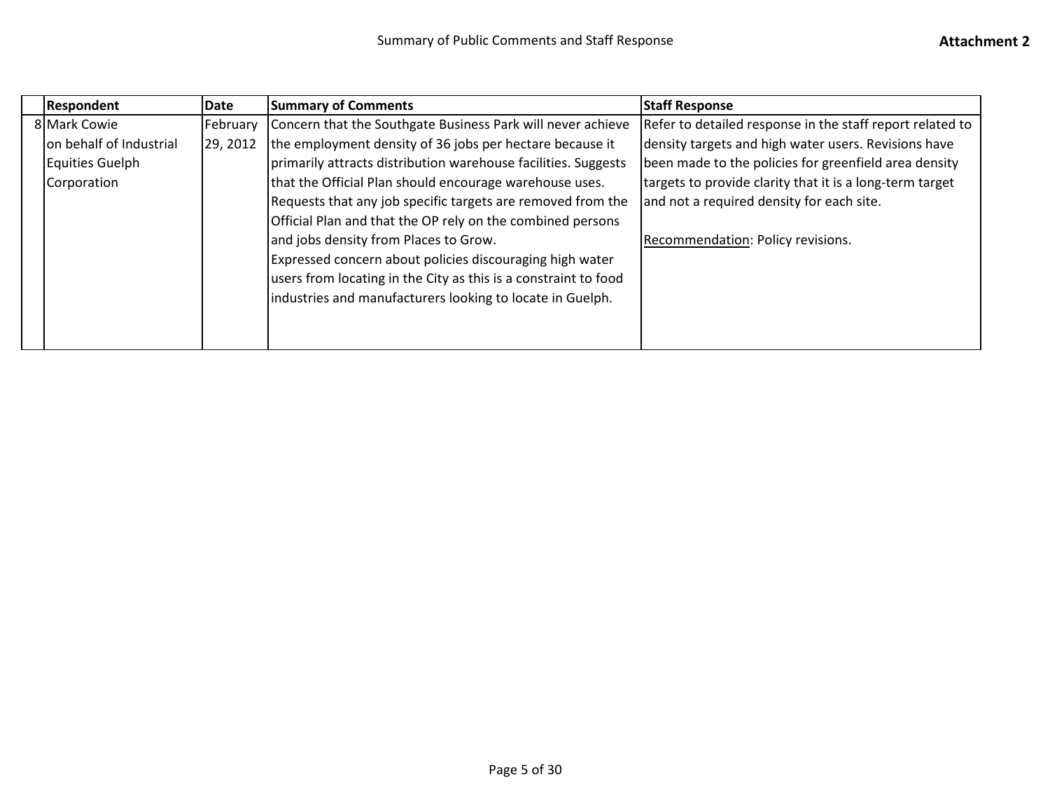|  | Respondent | Date | Summary of Comments | Staff Response |
|---|---|---|---|---|
| 8 | Mark Cowie on behalf of Industrial Equities Guelph Corporation | February 29, 2012 | Concern that the Southgate Business Park will never achieve the employment density of 36 jobs per hectare because it primarily attracts distribution warehouse facilities. Suggests that the Official Plan should encourage warehouse uses. Requests that any job specific targets are removed from the Official Plan and that the OP rely on the combined persons and jobs density from Places to Grow. Expressed concern about policies discouraging high water users from locating in the City as this is a constraint to food industries and manufacturers looking to locate in Guelph. | Refer to detailed response in the staff report related to density targets and high water users. Revisions have been made to the policies for greenfield area density targets to provide clarity that it is a long-term target and not a required density for each site.<br><br>Recommendation: Policy revisions. |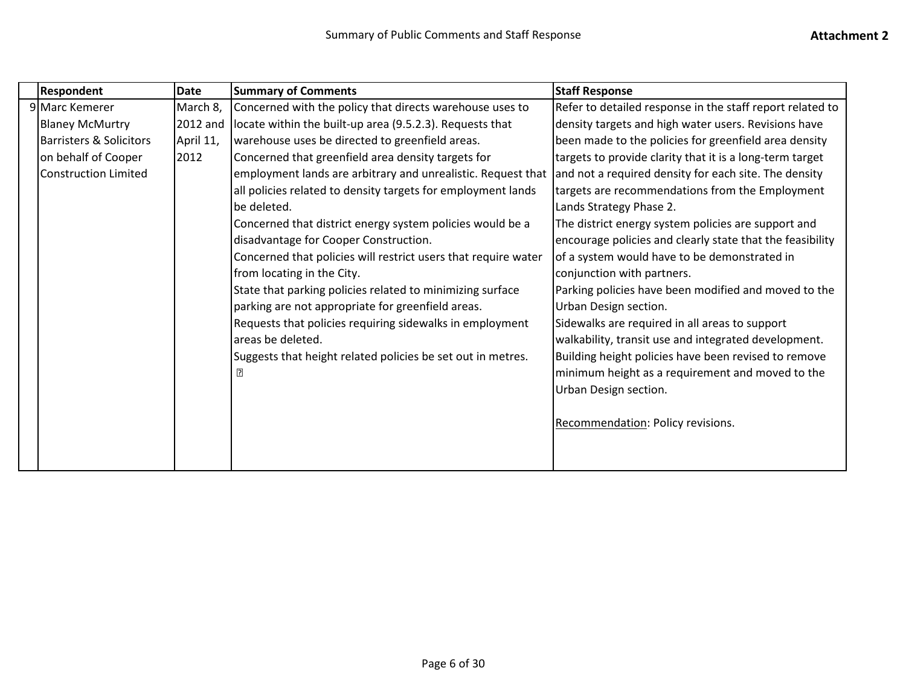| | Respondent | Date | Summary of Comments | Staff Response |
|---|---|---|---|---|
| 9 | Marc Kemerer<br>Blaney McMurtry Barristers & Solicitors on behalf of Cooper Construction Limited | March 8, 2012 and April 11, 2012 | Concerned with the policy that directs warehouse uses to locate within the built-up area (9.5.2.3). Requests that warehouse uses be directed to greenfield areas.<br>Concerned that greenfield area density targets for employment lands are arbitrary and unrealistic. Request that all policies related to density targets for employment lands be deleted.<br>Concerned that district energy system policies would be a disadvantage for Cooper Construction.<br>Concerned that policies will restrict users that require water from locating in the City.<br>State that parking policies related to minimizing surface parking are not appropriate for greenfield areas.<br>Requests that policies requiring sidewalks in employment areas be deleted.<br>Suggests that height related policies be set out in metres. | Refer to detailed response in the staff report related to density targets and high water users. Revisions have been made to the policies for greenfield area density targets to provide clarity that it is a long-term target and not a required density for each site. The density targets are recommendations from the Employment Lands Strategy Phase 2.<br>The district energy system policies are support and encourage policies and clearly state that the feasibility of a system would have to be demonstrated in conjunction with partners.<br>Parking policies have been modified and moved to the Urban Design section.<br>Sidewalks are required in all areas to support walkability, transit use and integrated development.<br>Building height policies have been revised to remove minimum height as a requirement and moved to the Urban Design section.<br><br><u>Recommendation</u>: Policy revisions. |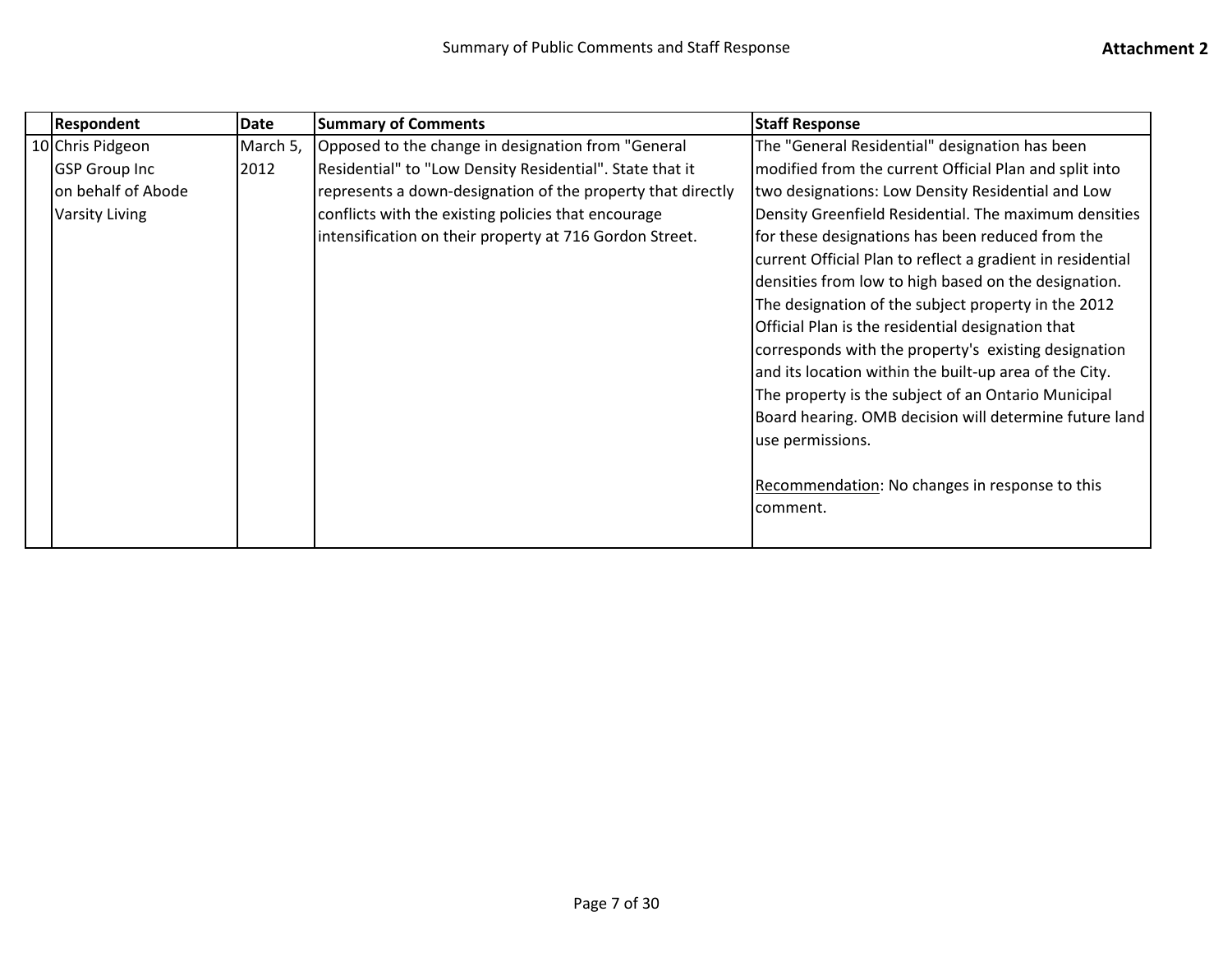| | Respondent | Date | Summary of Comments | Staff Response |
|---|---|---|---|---|
| 10 | Chris Pidgeon GSP Group Inc on behalf of Abode Varsity Living | March 5, 2012 | Opposed to the change in designation from "General Residential" to "Low Density Residential". State that it represents a down-designation of the property that directly conflicts with the existing policies that encourage intensification on their property at 716 Gordon Street. | The "General Residential" designation has been modified from the current Official Plan and split into two designations: Low Density Residential and Low Density Greenfield Residential. The maximum densities for these designations has been reduced from the current Official Plan to reflect a gradient in residential densities from low to high based on the designation. The designation of the subject property in the 2012 Official Plan is the residential designation that corresponds with the property's existing designation and its location within the built-up area of the City. The property is the subject of an Ontario Municipal Board hearing. OMB decision will determine future land use permissions.<br><br>Recommendation: No changes in response to this comment. |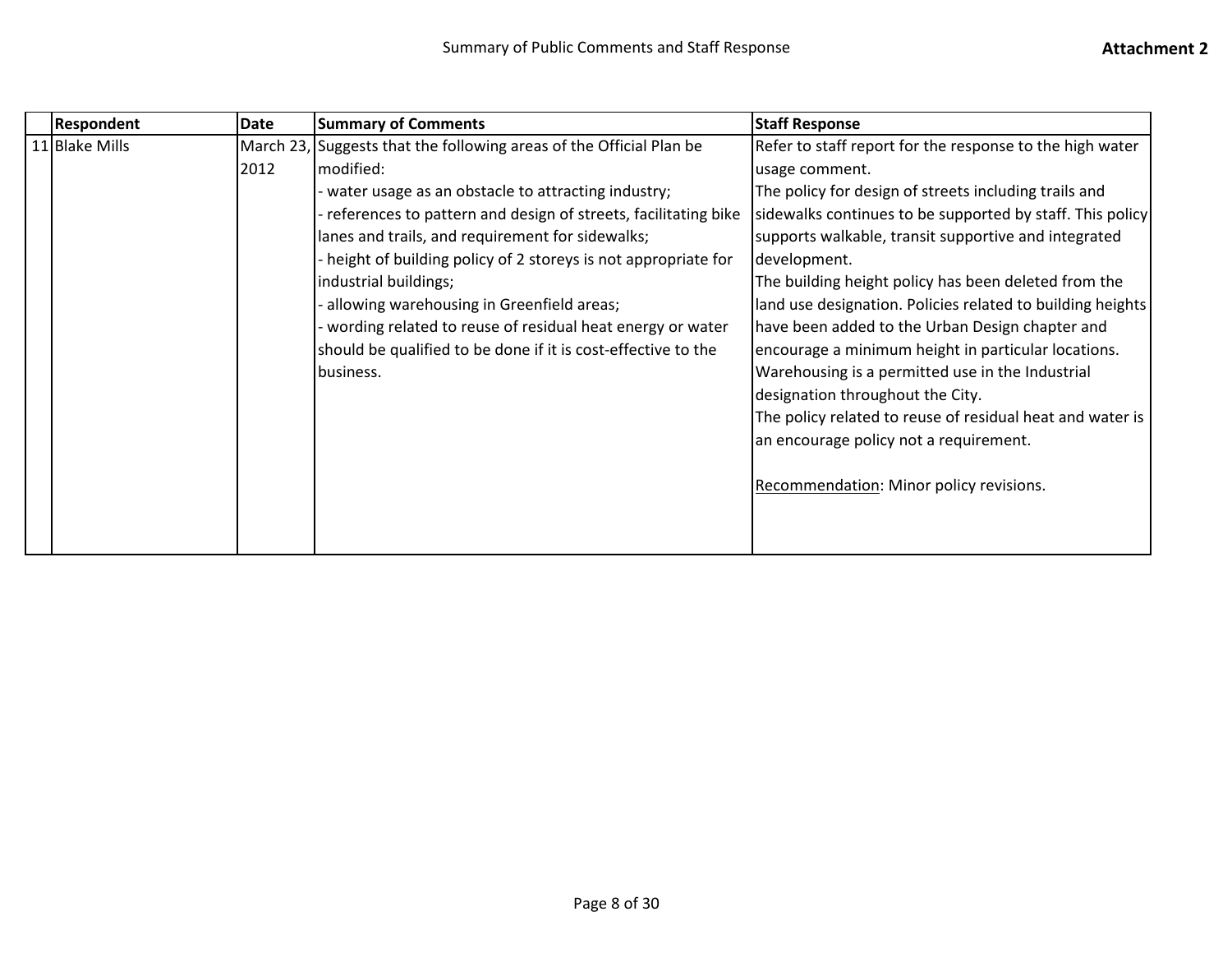| | Respondent | Date | Summary of Comments | Staff Response |
|---|---|---|---|---|
| 11 | Blake Mills | March 23, 2012 | Suggests that the following areas of the Official Plan be modified:<br>- water usage as an obstacle to attracting industry;<br>- references to pattern and design of streets, facilitating bike lanes and trails, and requirement for sidewalks;<br>- height of building policy of 2 storeys is not appropriate for industrial buildings;<br>- allowing warehousing in Greenfield areas;<br>- wording related to reuse of residual heat energy or water should be qualified to be done if it is cost-effective to the business. | Refer to staff report for the response to the high water usage comment.<br>The policy for design of streets including trails and sidewalks continues to be supported by staff. This policy supports walkable, transit supportive and integrated development.<br>The building height policy has been deleted from the land use designation. Policies related to building heights have been added to the Urban Design chapter and encourage a minimum height in particular locations.<br>Warehousing is a permitted use in the Industrial designation throughout the City.<br>The policy related to reuse of residual heat and water is an encourage policy not a requirement.<br><br>Recommendation: Minor policy revisions. |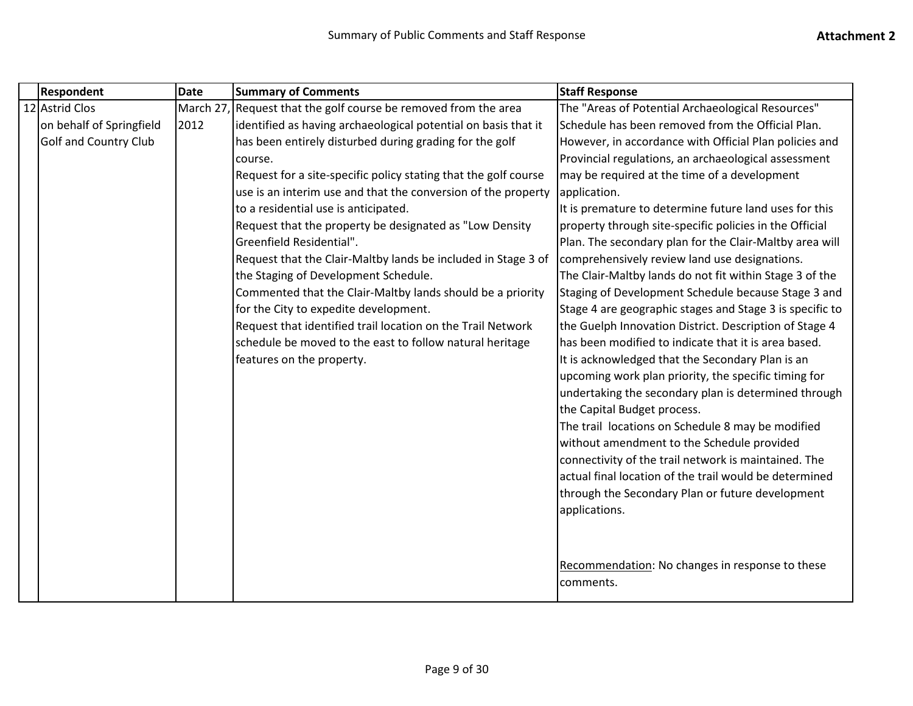Summary of Public Comments and Staff Response

**Attachment 2**

| | Respondent | Date | Summary of Comments | Staff Response |
|---|---|---|---|---|
| 12 | Astrid Clos on behalf of Springfield Golf and Country Club | March 27, 2012 | Request that the golf course be removed from the area identified as having archaeological potential on basis that it has been entirely disturbed during grading for the golf course.<br>Request for a site-specific policy stating that the golf course use is an interim use and that the conversion of the property to a residential use is anticipated.<br>Request that the property be designated as "Low Density Greenfield Residential".<br>Request that the Clair-Maltby lands be included in Stage 3 of the Staging of Development Schedule.<br>Commented that the Clair-Maltby lands should be a priority for the City to expedite development.<br>Request that identified trail location on the Trail Network schedule be moved to the east to follow natural heritage features on the property. | The "Areas of Potential Archaeological Resources" Schedule has been removed from the Official Plan. However, in accordance with Official Plan policies and Provincial regulations, an archaeological assessment may be required at the time of a development application.<br>It is premature to determine future land uses for this property through site-specific policies in the Official Plan. The secondary plan for the Clair-Maltby area will comprehensively review land use designations.<br>The Clair-Maltby lands do not fit within Stage 3 of the Staging of Development Schedule because Stage 3 and Stage 4 are geographic stages and Stage 3 is specific to the Guelph Innovation District. Description of Stage 4 has been modified to indicate that it is area based.<br>It is acknowledged that the Secondary Plan is an upcoming work plan priority, the specific timing for undertaking the secondary plan is determined through the Capital Budget process.<br>The trail locations on Schedule 8 may be modified without amendment to the Schedule provided connectivity of the trail network is maintained. The actual final location of the trail would be determined through the Secondary Plan or future development applications.<br><br>Recommendation: No changes in response to these comments. |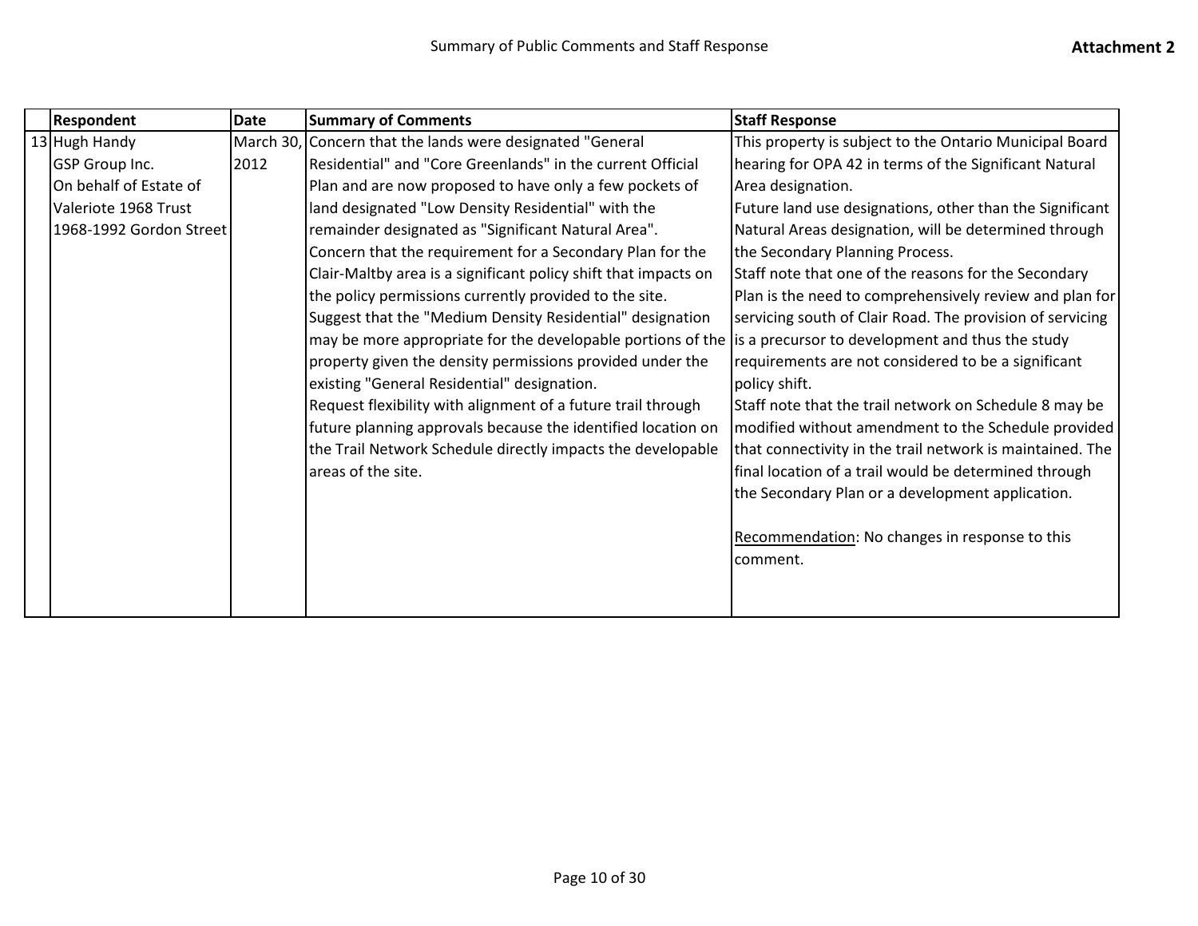| | Respondent | Date | Summary of Comments | Staff Response |
|---|---|---|---|---|
| 13 | Hugh Handy<br>GSP Group Inc.<br>On behalf of Estate of Valeriote 1968 Trust<br>1968-1992 Gordon Street | March 30, 2012 | Concern that the lands were designated "General Residential" and "Core Greenlands" in the current Official Plan and are now proposed to have only a few pockets of land designated "Low Density Residential" with the remainder designated as "Significant Natural Area".<br>Concern that the requirement for a Secondary Plan for the Clair-Maltby area is a significant policy shift that impacts on the policy permissions currently provided to the site.<br>Suggest that the "Medium Density Residential" designation may be more appropriate for the developable portions of the property given the density permissions provided under the existing "General Residential" designation.<br>Request flexibility with alignment of a future trail through future planning approvals because the identified location on the Trail Network Schedule directly impacts the developable areas of the site. | This property is subject to the Ontario Municipal Board hearing for OPA 42 in terms of the Significant Natural Area designation.<br>Future land use designations, other than the Significant Natural Areas designation, will be determined through the Secondary Planning Process.<br>Staff note that one of the reasons for the Secondary Plan is the need to comprehensively review and plan for servicing south of Clair Road. The provision of servicing is a precursor to development and thus the study requirements are not considered to be a significant policy shift.<br>Staff note that the trail network on Schedule 8 may be modified without amendment to the Schedule provided that connectivity in the trail network is maintained. The final location of a trail would be determined through the Secondary Plan or a development application.<br><br>Recommendation: No changes in response to this comment. |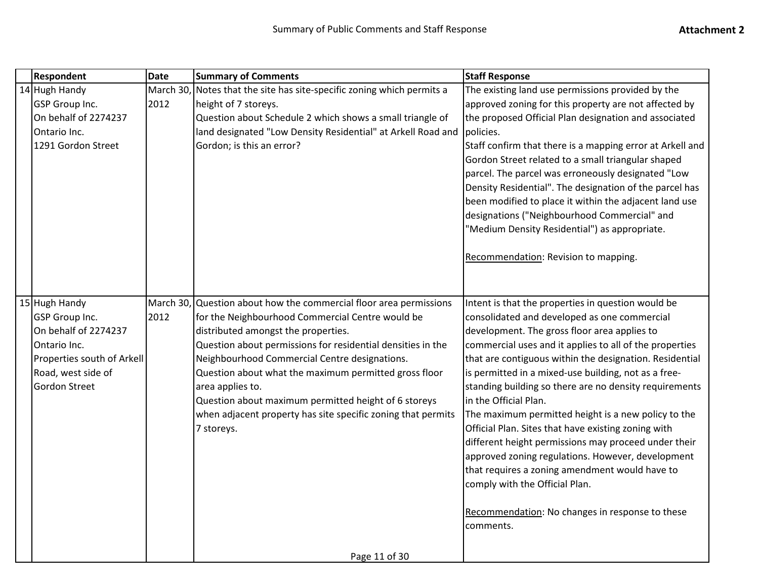Summary of Public Comments and Staff Response

**Attachment 2**

| | Respondent | Date | Summary of Comments | Staff Response |
|---|---|---|---|---|
| 14 | Hugh Handy<br>GSP Group Inc.<br>On behalf of 2274237 Ontario Inc.<br>1291 Gordon Street | March 30, 2012 | Notes that the site has site-specific zoning which permits a height of 7 storeys.<br>Question about Schedule 2 which shows a small triangle of land designated "Low Density Residential" at Arkell Road and Gordon; is this an error? | The existing land use permissions provided by the approved zoning for this property are not affected by the proposed Official Plan designation and associated policies.<br>Staff confirm that there is a mapping error at Arkell and Gordon Street related to a small triangular shaped parcel. The parcel was erroneously designated "Low Density Residential". The designation of the parcel has been modified to place it within the adjacent land use designations ("Neighbourhood Commercial" and "Medium Density Residential") as appropriate.<br><br>Recommendation: Revision to mapping. |
| 15 | Hugh Handy<br>GSP Group Inc.<br>On behalf of 2274237 Ontario Inc.<br>Properties south of Arkell Road, west side of Gordon Street | March 30, 2012 | Question about how the commercial floor area permissions for the Neighbourhood Commercial Centre would be distributed amongst the properties.<br>Question about permissions for residential densities in the Neighbourhood Commercial Centre designations.<br>Question about what the maximum permitted gross floor area applies to.<br>Question about maximum permitted height of 6 storeys when adjacent property has site specific zoning that permits 7 storeys. | Intent is that the properties in question would be consolidated and developed as one commercial development. The gross floor area applies to commercial uses and it applies to all of the properties that are contiguous within the designation. Residential is permitted in a mixed-use building, not as a free-standing building so there are no density requirements in the Official Plan.<br>The maximum permitted height is a new policy to the Official Plan. Sites that have existing zoning with different height permissions may proceed under their approved zoning regulations. However, development that requires a zoning amendment would have to comply with the Official Plan.<br><br>Recommendation: No changes in response to these comments. |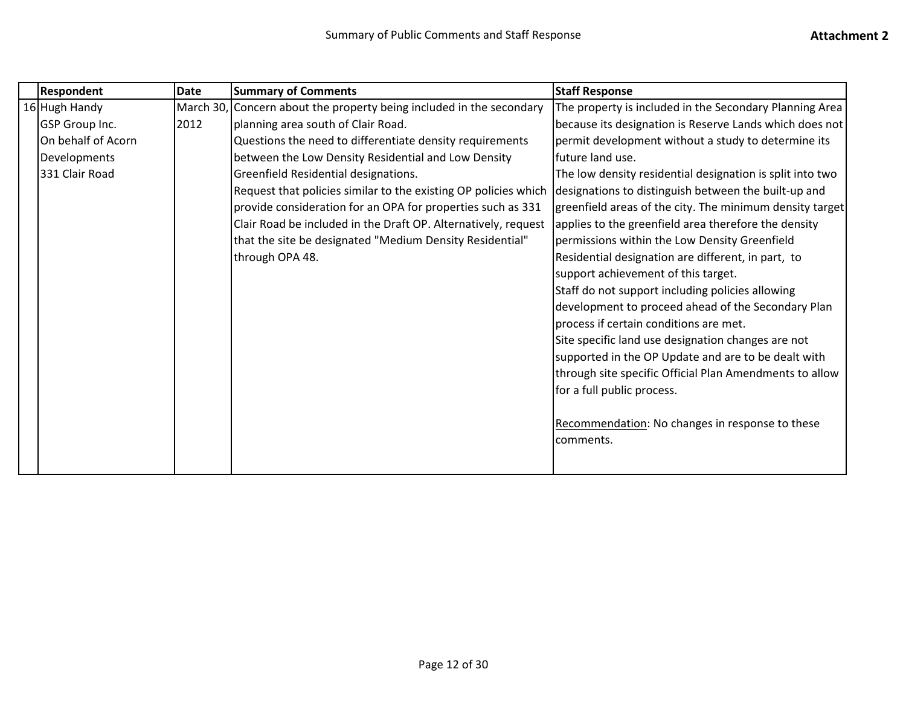| | Respondent | Date | Summary of Comments | Staff Response |
|---|---|---|---|---|
| 16 | Hugh Handy<br>GSP Group Inc.<br>On behalf of Acorn Developments<br>331 Clair Road | March 30, 2012 | Concern about the property being included in the secondary planning area south of Clair Road.<br>Questions the need to differentiate density requirements between the Low Density Residential and Low Density Greenfield Residential designations.<br>Request that policies similar to the existing OP policies which provide consideration for an OPA for properties such as 331 Clair Road be included in the Draft OP. Alternatively, request that the site be designated "Medium Density Residential" through OPA 48. | The property is included in the Secondary Planning Area because its designation is Reserve Lands which does not permit development without a study to determine its future land use.<br>The low density residential designation is split into two designations to distinguish between the built-up and greenfield areas of the city. The minimum density target applies to the greenfield area therefore the density permissions within the Low Density Greenfield Residential designation are different, in part, to support achievement of this target.<br>Staff do not support including policies allowing development to proceed ahead of the Secondary Plan process if certain conditions are met.<br>Site specific land use designation changes are not supported in the OP Update and are to be dealt with through site specific Official Plan Amendments to allow for a full public process.<br><br>Recommendation: No changes in response to these comments. |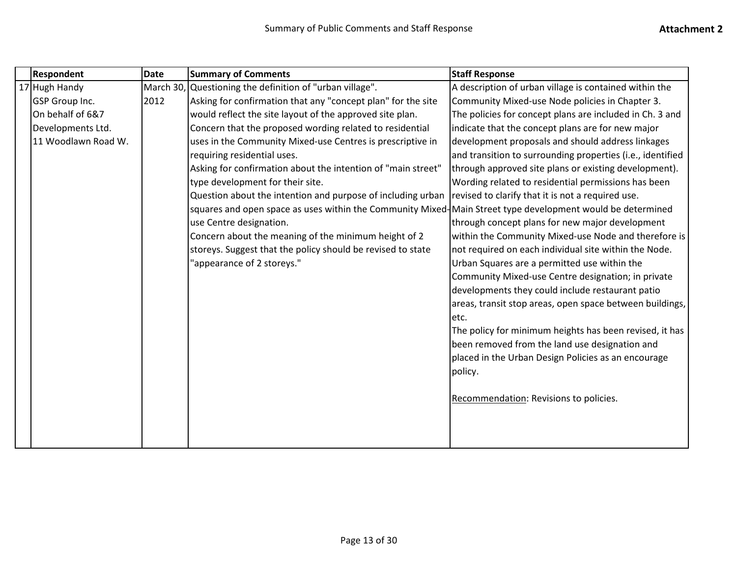**Attachment 2**

| | Respondent | Date | Summary of Comments | Staff Response |
|---|---|---|---|---|
| 17 | Hugh Handy<br>GSP Group Inc.<br>On behalf of 6&7 Developments Ltd.<br>11 Woodlawn Road W. | March 30, 2012 | Questioning the definition of "urban village".<br>Asking for confirmation that any "concept plan" for the site would reflect the site layout of the approved site plan.<br>Concern that the proposed wording related to residential uses in the Community Mixed-use Centres is prescriptive in requiring residential uses.<br>Asking for confirmation about the intention of "main street" type development for their site.<br>Question about the intention and purpose of including urban squares and open space as uses within the Community Mixed-use Centre designation.<br>Concern about the meaning of the minimum height of 2 storeys. Suggest that the policy should be revised to state "appearance of 2 storeys." | A description of urban village is contained within the Community Mixed-use Node policies in Chapter 3.<br>The policies for concept plans are included in Ch. 3 and indicate that the concept plans are for new major development proposals and should address linkages and transition to surrounding properties (i.e., identified through approved site plans or existing development).<br>Wording related to residential permissions has been revised to clarify that it is not a required use.<br>Main Street type development would be determined through concept plans for new major development within the Community Mixed-use Node and therefore is not required on each individual site within the Node.<br>Urban Squares are a permitted use within the Community Mixed-use Centre designation; in private developments they could include restaurant patio areas, transit stop areas, open space between buildings, etc.<br>The policy for minimum heights has been revised, it has been removed from the land use designation and placed in the Urban Design Policies as an encourage policy.<br><br><u>Recommendation</u>: Revisions to policies. |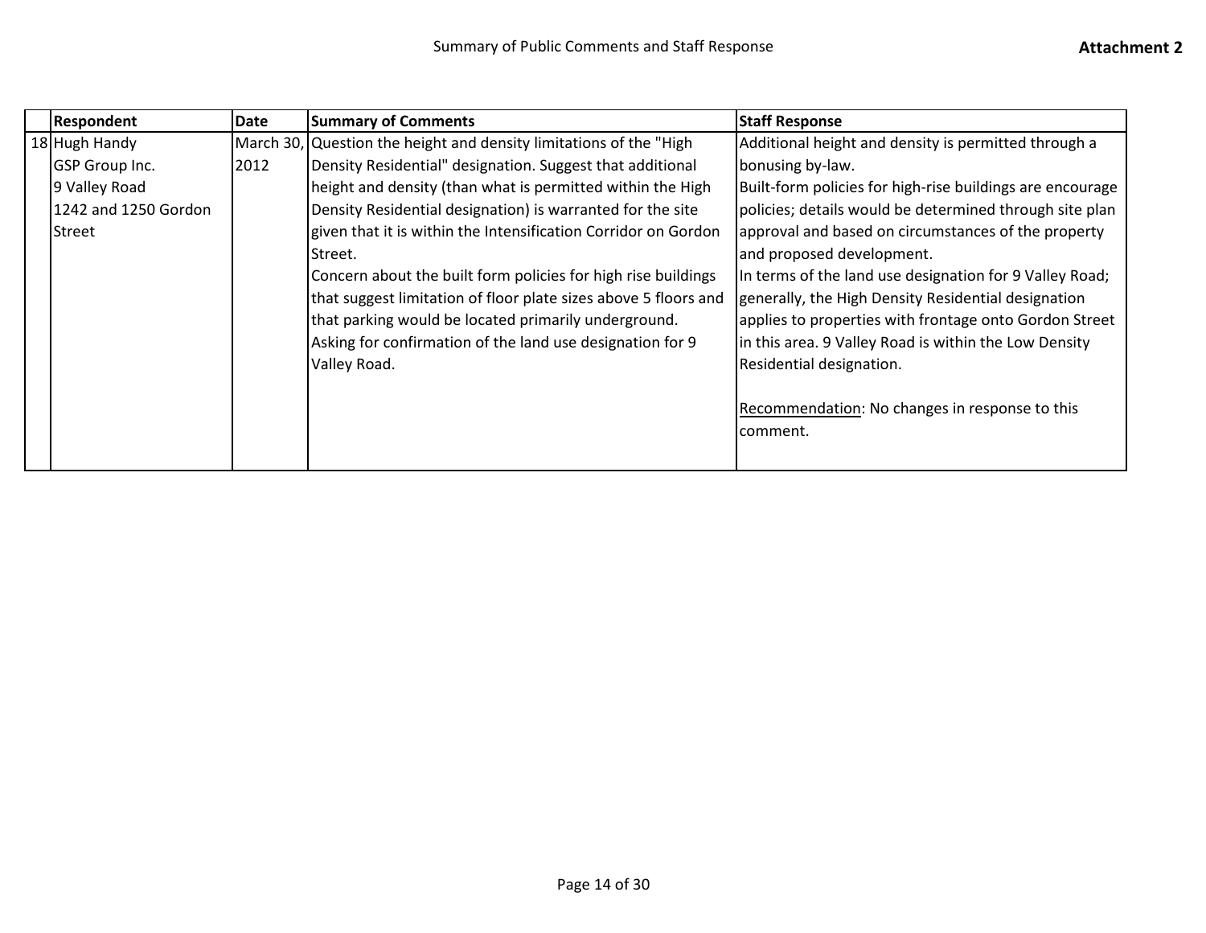| | Respondent | Date | Summary of Comments | Staff Response |
|---|---|---|---|---|
| 18 | Hugh Handy<br>GSP Group Inc.<br>9 Valley Road<br>1242 and 1250 Gordon Street | March 30, 2012 | Question the height and density limitations of the "High Density Residential" designation. Suggest that additional height and density (than what is permitted within the High Density Residential designation) is warranted for the site given that it is within the Intensification Corridor on Gordon Street.<br>Concern about the built form policies for high rise buildings that suggest limitation of floor plate sizes above 5 floors and that parking would be located primarily underground.<br>Asking for confirmation of the land use designation for 9 Valley Road. | Additional height and density is permitted through a bonusing by-law.<br>Built-form policies for high-rise buildings are encourage policies; details would be determined through site plan approval and based on circumstances of the property and proposed development.<br>In terms of the land use designation for 9 Valley Road; generally, the High Density Residential designation applies to properties with frontage onto Gordon Street in this area. 9 Valley Road is within the Low Density Residential designation.<br><br>Recommendation: No changes in response to this comment. |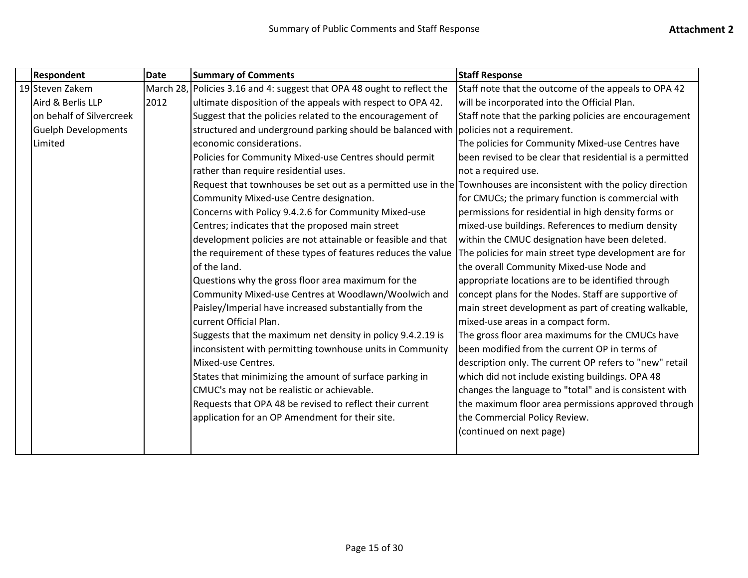|  | Respondent | Date | Summary of Comments | Staff Response |
|---|---|---|---|---|
| 19 | Steven Zakem<br>Aird & Berlis LLP<br>on behalf of Silvercreek Guelph Developments Limited | March 28, 2012 | Policies 3.16 and 4: suggest that OPA 48 ought to reflect the ultimate disposition of the appeals with respect to OPA 42.<br>Suggest that the policies related to the encouragement of structured and underground parking should be balanced with economic considerations.<br>Policies for Community Mixed-use Centres should permit rather than require residential uses.<br>Request that townhouses be set out as a permitted use in the Community Mixed-use Centre designation.<br>Concerns with Policy 9.4.2.6 for Community Mixed-use Centres; indicates that the proposed main street development policies are not attainable or feasible and that the requirement of these types of features reduces the value of the land.<br>Questions why the gross floor area maximum for the Community Mixed-use Centres at Woodlawn/Woolwich and Paisley/Imperial have increased substantially from the current Official Plan.<br>Suggests that the maximum net density in policy 9.4.2.19 is inconsistent with permitting townhouse units in Community Mixed-use Centres.<br>States that minimizing the amount of surface parking in CMUC's may not be realistic or achievable.<br>Requests that OPA 48 be revised to reflect their current application for an OP Amendment for their site. | Staff note that the outcome of the appeals to OPA 42 will be incorporated into the Official Plan.<br>Staff note that the parking policies are encouragement policies not a requirement.<br>The policies for Community Mixed-use Centres have been revised to be clear that residential is a permitted not a required use.<br>Townhouses are inconsistent with the policy direction for CMUCs; the primary function is commercial with permissions for residential in high density forms or mixed-use buildings. References to medium density within the CMUC designation have been deleted.<br>The policies for main street type development are for the overall Community Mixed-use Node and appropriate locations are to be identified through concept plans for the Nodes. Staff are supportive of main street development as part of creating walkable, mixed-use areas in a compact form.<br>The gross floor area maximums for the CMUCs have been modified from the current OP in terms of description only. The current OP refers to "new" retail which did not include existing buildings. OPA 48 changes the language to "total" and is consistent with the maximum floor area permissions approved through the Commercial Policy Review.<br>(continued on next page) |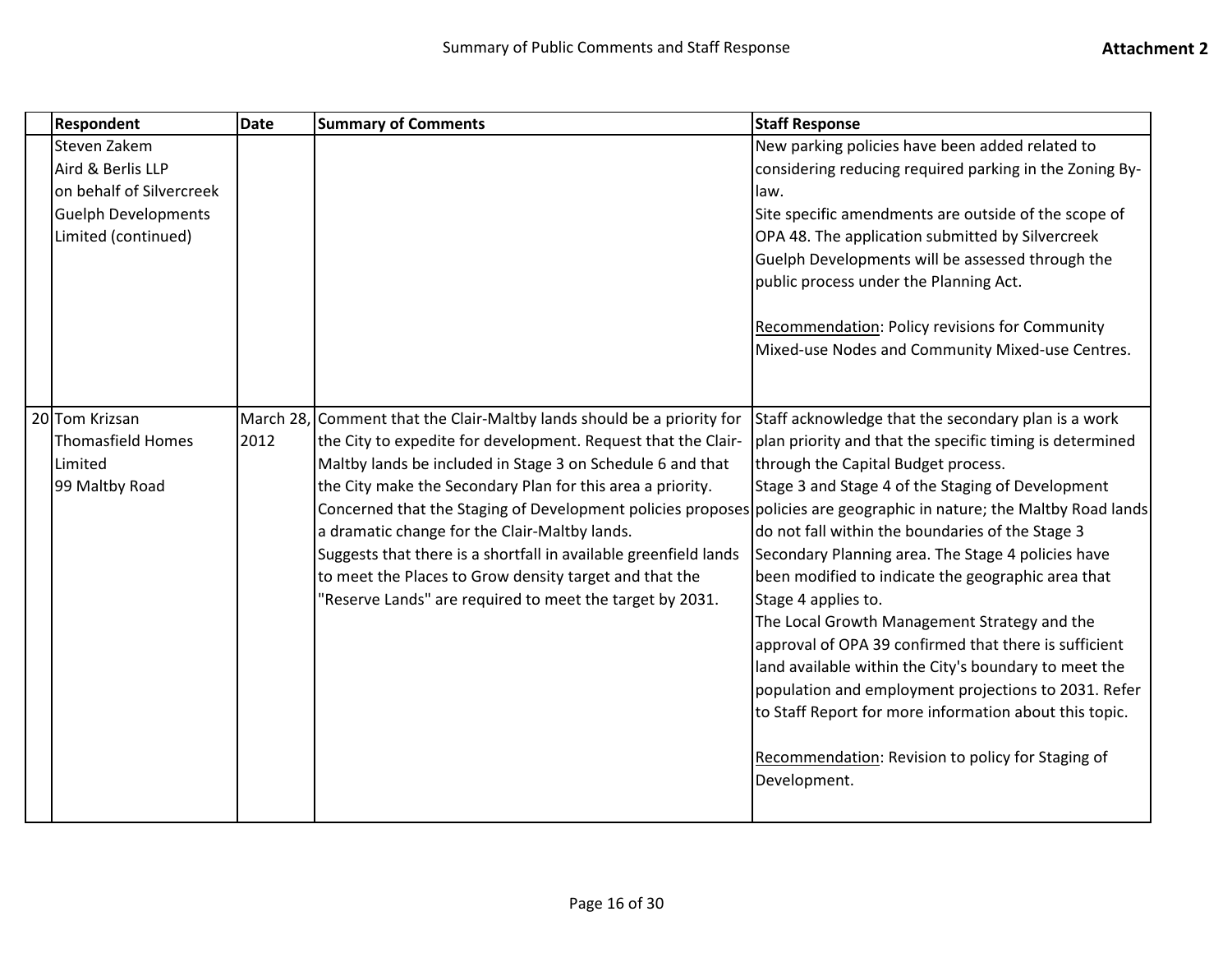|  | Respondent | Date | Summary of Comments | Staff Response |
|---|---|---|---|---|
|  | Steven Zakem<br>Aird & Berlis LLP<br>on behalf of Silvercreek Guelph Developments Limited (continued) |  |  | New parking policies have been added related to considering reducing required parking in the Zoning By-law.<br>Site specific amendments are outside of the scope of OPA 48. The application submitted by Silvercreek Guelph Developments will be assessed through the public process under the Planning Act.<br><br><u>Recommendation</u>: Policy revisions for Community Mixed-use Nodes and Community Mixed-use Centres. |
| 20 | Tom Krizsan<br>Thomasfield Homes Limited<br>99 Maltby Road | March 28, 2012 | Comment that the Clair-Maltby lands should be a priority for the City to expedite for development. Request that the Clair-Maltby lands be included in Stage 3 on Schedule 6 and that the City make the Secondary Plan for this area a priority.<br>Concerned that the Staging of Development policies proposes a dramatic change for the Clair-Maltby lands.<br>Suggests that there is a shortfall in available greenfield lands to meet the Places to Grow density target and that the "Reserve Lands" are required to meet the target by 2031. | Staff acknowledge that the secondary plan is a work plan priority and that the specific timing is determined through the Capital Budget process.<br>Stage 3 and Stage 4 of the Staging of Development policies are geographic in nature; the Maltby Road lands do not fall within the boundaries of the Stage 3 Secondary Planning area. The Stage 4 policies have been modified to indicate the geographic area that Stage 4 applies to.<br>The Local Growth Management Strategy and the approval of OPA 39 confirmed that there is sufficient land available within the City's boundary to meet the population and employment projections to 2031. Refer to Staff Report for more information about this topic.<br><br><u>Recommendation</u>: Revision to policy for Staging of Development. |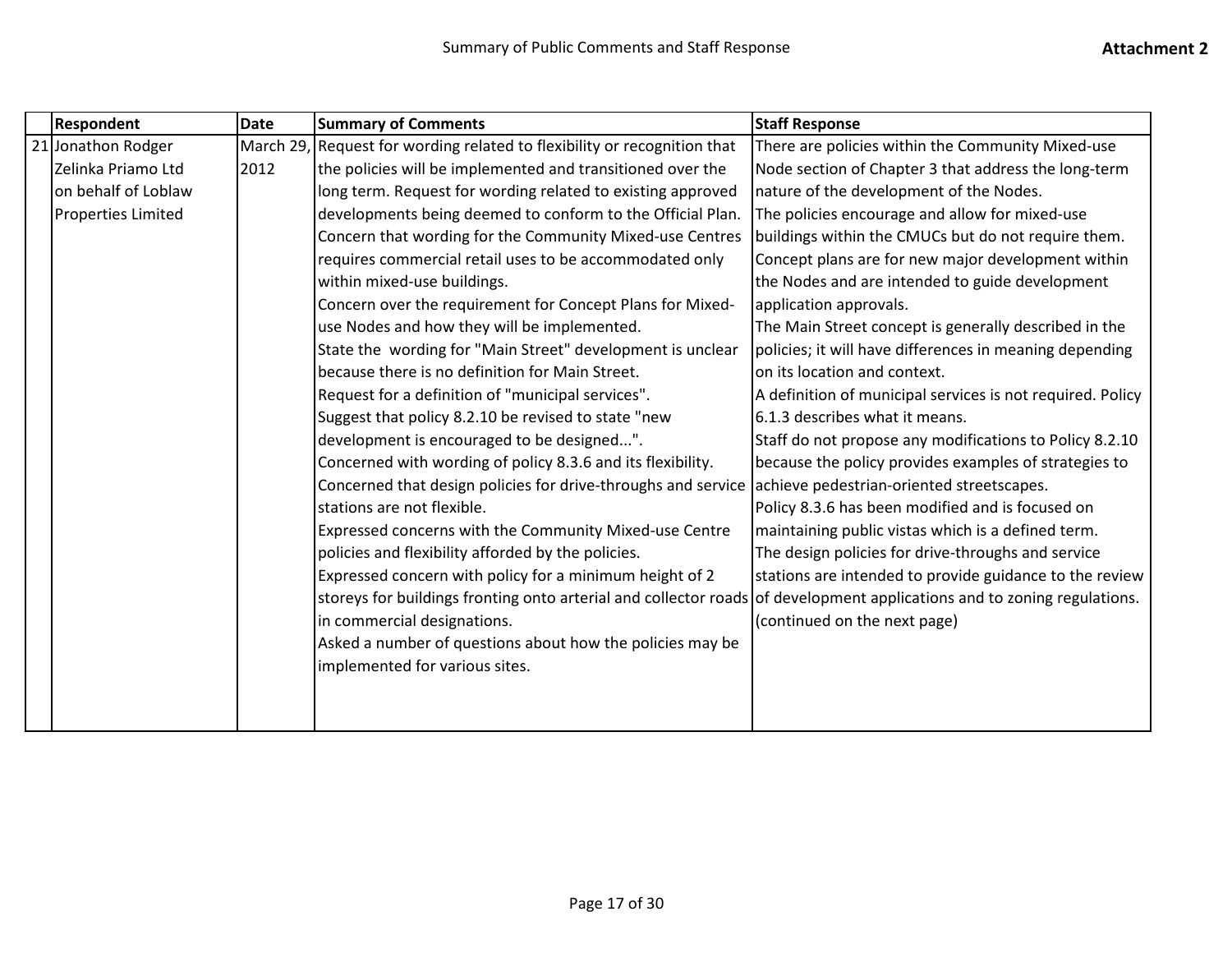Summary of Public Comments and Staff Response

**Attachment 2**

| | Respondent | Date | Summary of Comments | Staff Response |
|---|---|---|---|---|
| 21 | Jonathon Rodger Zelinka Priamo Ltd on behalf of Loblaw Properties Limited | March 29, 2012 | Request for wording related to flexibility or recognition that the policies will be implemented and transitioned over the long term. Request for wording related to existing approved developments being deemed to conform to the Official Plan. Concern that wording for the Community Mixed-use Centres requires commercial retail uses to be accommodated only within mixed-use buildings. Concern over the requirement for Concept Plans for Mixed-use Nodes and how they will be implemented. State the wording for "Main Street" development is unclear because there is no definition for Main Street. Request for a definition of "municipal services". Suggest that policy 8.2.10 be revised to state "new development is encouraged to be designed...". Concerned with wording of policy 8.3.6 and its flexibility. Concerned that design policies for drive-throughs and service stations are not flexible. Expressed concerns with the Community Mixed-use Centre policies and flexibility afforded by the policies. Expressed concern with policy for a minimum height of 2 storeys for buildings fronting onto arterial and collector roads in commercial designations. Asked a number of questions about how the policies may be implemented for various sites. | There are policies within the Community Mixed-use Node section of Chapter 3 that address the long-term nature of the development of the Nodes. The policies encourage and allow for mixed-use buildings within the CMUCs but do not require them. Concept plans are for new major development within the Nodes and are intended to guide development application approvals. The Main Street concept is generally described in the policies; it will have differences in meaning depending on its location and context. A definition of municipal services is not required. Policy 6.1.3 describes what it means. Staff do not propose any modifications to Policy 8.2.10 because the policy provides examples of strategies to achieve pedestrian-oriented streetscapes. Policy 8.3.6 has been modified and is focused on maintaining public vistas which is a defined term. The design policies for drive-throughs and service stations are intended to provide guidance to the review of development applications and to zoning regulations. (continued on the next page) |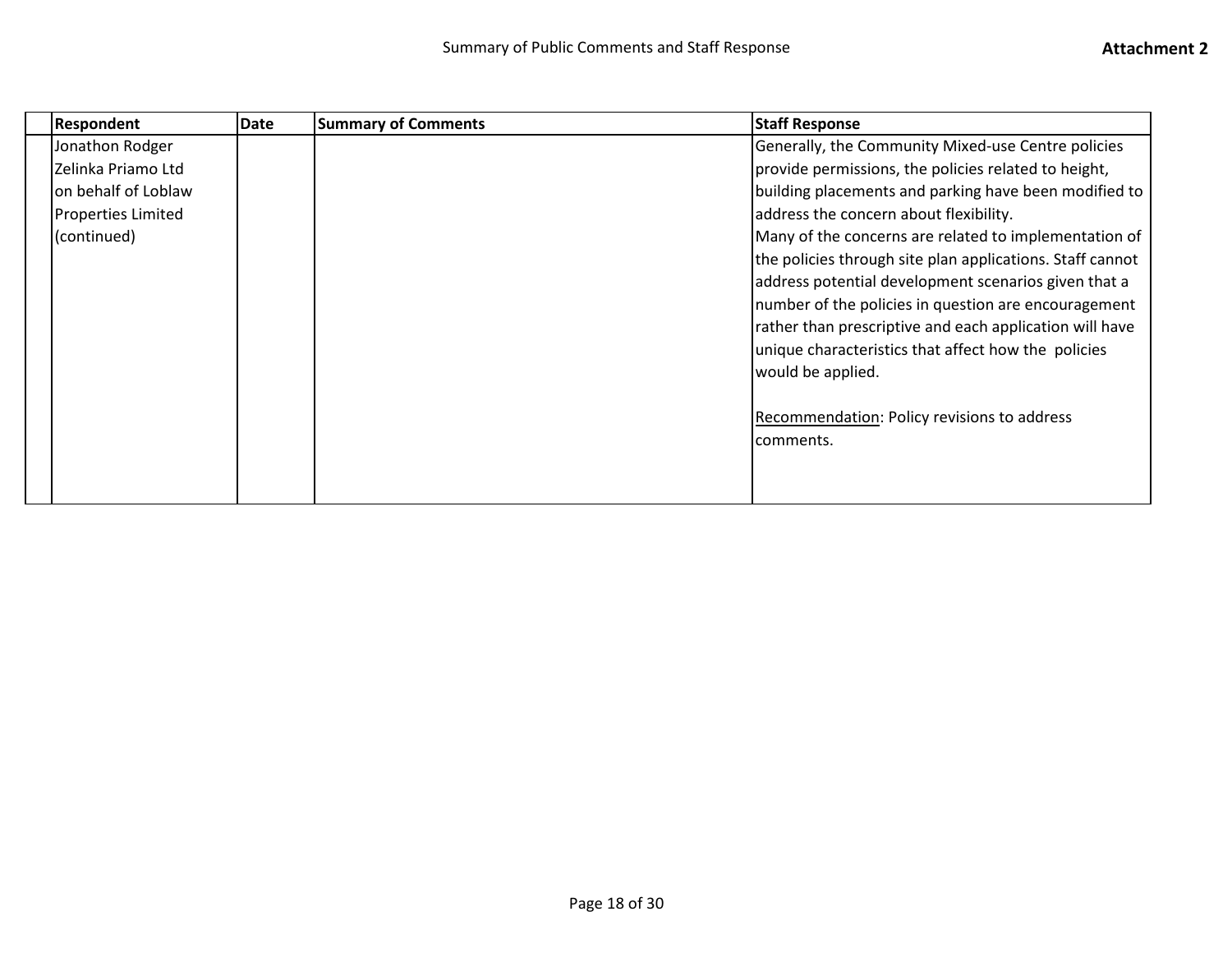| | Respondent | Date | Summary of Comments | Staff Response |
|---|---|---|---|---|
| | Jonathon Rodger Zelinka Priamo Ltd on behalf of Loblaw Properties Limited (continued) | | | Generally, the Community Mixed-use Centre policies provide permissions, the policies related to height, building placements and parking have been modified to address the concern about flexibility.<br>Many of the concerns are related to implementation of the policies through site plan applications. Staff cannot address potential development scenarios given that a number of the policies in question are encouragement rather than prescriptive and each application will have unique characteristics that affect how the policies would be applied.<br><br>Recommendation: Policy revisions to address comments. |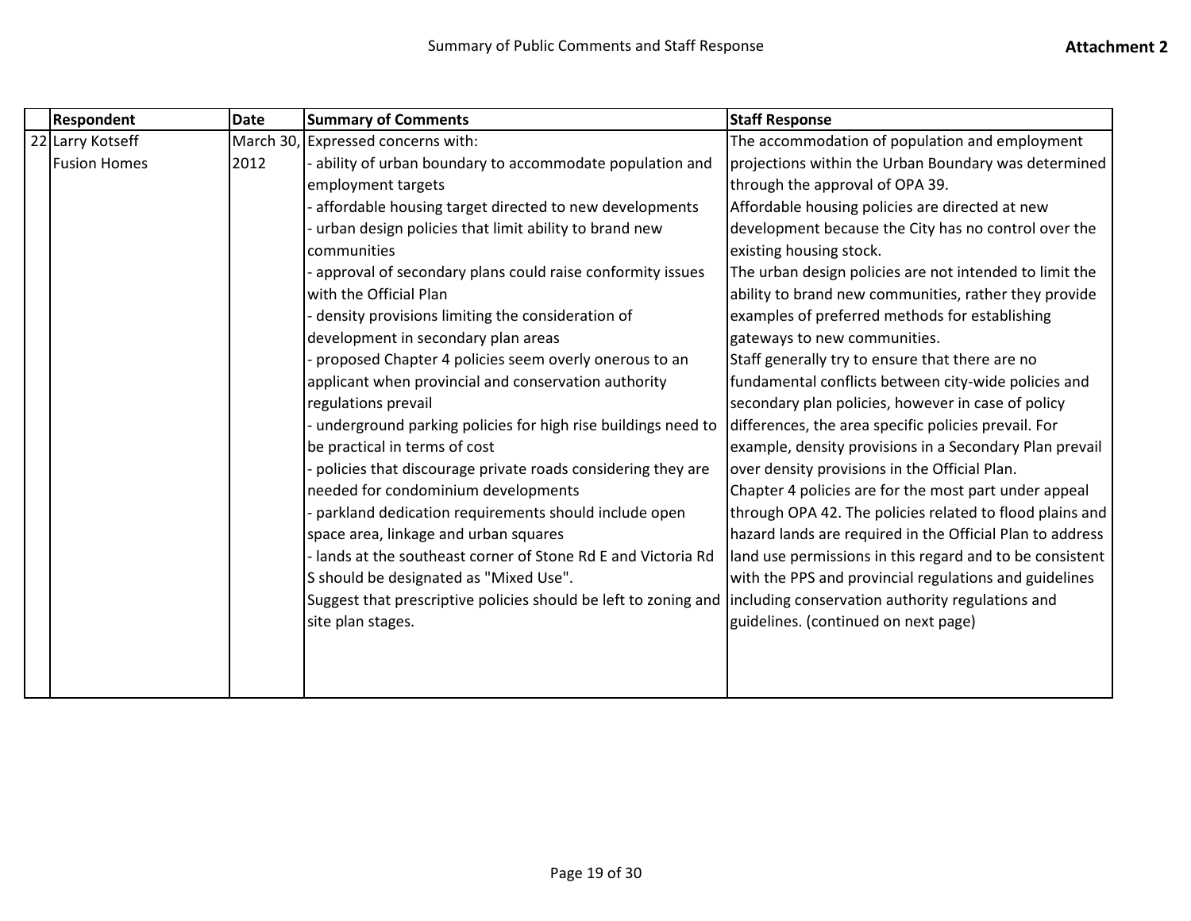| | Respondent | Date | Summary of Comments | Staff Response |
|---|---|---|---|---|
| 22 | Larry Kotseff<br>Fusion Homes | March 30, 2012 | Expressed concerns with:<br>- ability of urban boundary to accommodate population and employment targets<br>- affordable housing target directed to new developments<br>- urban design policies that limit ability to brand new communities<br>- approval of secondary plans could raise conformity issues with the Official Plan<br>- density provisions limiting the consideration of development in secondary plan areas<br>- proposed Chapter 4 policies seem overly onerous to an applicant when provincial and conservation authority regulations prevail<br>- underground parking policies for high rise buildings need to be practical in terms of cost<br>- policies that discourage private roads considering they are needed for condominium developments<br>- parkland dedication requirements should include open space area, linkage and urban squares<br>- lands at the southeast corner of Stone Rd E and Victoria Rd S should be designated as "Mixed Use".<br>Suggest that prescriptive policies should be left to zoning and site plan stages. | The accommodation of population and employment projections within the Urban Boundary was determined through the approval of OPA 39.<br>Affordable housing policies are directed at new development because the City has no control over the existing housing stock.<br>The urban design policies are not intended to limit the ability to brand new communities, rather they provide examples of preferred methods for establishing gateways to new communities.<br>Staff generally try to ensure that there are no fundamental conflicts between city-wide policies and secondary plan policies, however in case of policy differences, the area specific policies prevail. For example, density provisions in a Secondary Plan prevail over density provisions in the Official Plan.<br>Chapter 4 policies are for the most part under appeal through OPA 42. The policies related to flood plains and hazard lands are required in the Official Plan to address land use permissions in this regard and to be consistent with the PPS and provincial regulations and guidelines including conservation authority regulations and guidelines. (continued on next page) |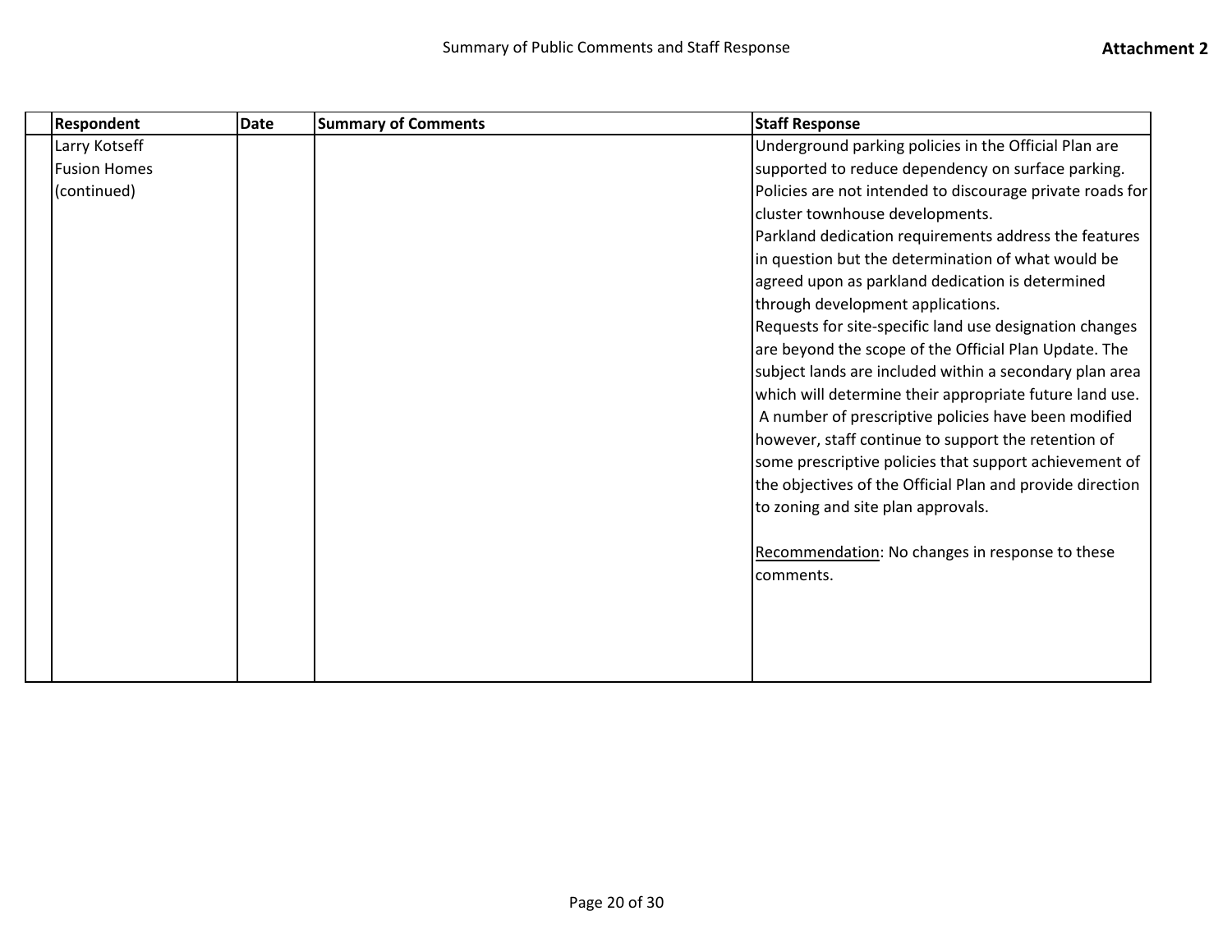|  | Respondent | Date | Summary of Comments | Staff Response |
|---|---|---|---|---|
|  | Larry Kotseff<br>Fusion Homes<br>(continued) |  |  | Underground parking policies in the Official Plan are supported to reduce dependency on surface parking. Policies are not intended to discourage private roads for cluster townhouse developments.<br>Parkland dedication requirements address the features in question but the determination of what would be agreed upon as parkland dedication is determined through development applications.<br>Requests for site-specific land use designation changes are beyond the scope of the Official Plan Update. The subject lands are included within a secondary plan area which will determine their appropriate future land use.<br>A number of prescriptive policies have been modified however, staff continue to support the retention of some prescriptive policies that support achievement of the objectives of the Official Plan and provide direction to zoning and site plan approvals.<br><br><u>Recommendation</u>: No changes in response to these comments. |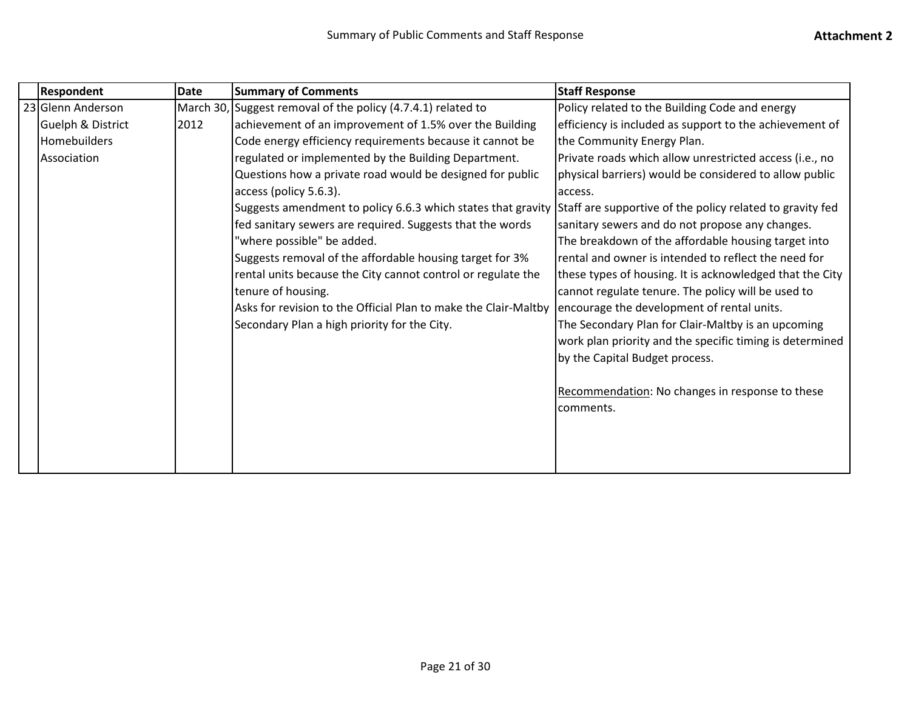| | Respondent | Date | Summary of Comments | Staff Response |
|---|---|---|---|---|
| 23 | Glenn Anderson Guelph & District Homebuilders Association | March 30, 2012 | Suggest removal of the policy (4.7.4.1) related to achievement of an improvement of 1.5% over the Building Code energy efficiency requirements because it cannot be regulated or implemented by the Building Department.<br>Questions how a private road would be designed for public access (policy 5.6.3).<br>Suggests amendment to policy 6.6.3 which states that gravity fed sanitary sewers are required. Suggests that the words "where possible" be added.<br>Suggests removal of the affordable housing target for 3% rental units because the City cannot control or regulate the tenure of housing.<br>Asks for revision to the Official Plan to make the Clair-Maltby Secondary Plan a high priority for the City. | Policy related to the Building Code and energy efficiency is included as support to the achievement of the Community Energy Plan.<br>Private roads which allow unrestricted access (i.e., no physical barriers) would be considered to allow public access.<br>Staff are supportive of the policy related to gravity fed sanitary sewers and do not propose any changes.<br>The breakdown of the affordable housing target into rental and owner is intended to reflect the need for these types of housing. It is acknowledged that the City cannot regulate tenure. The policy will be used to encourage the development of rental units.<br>The Secondary Plan for Clair-Maltby is an upcoming work plan priority and the specific timing is determined by the Capital Budget process.<br><br>Recommendation: No changes in response to these comments. |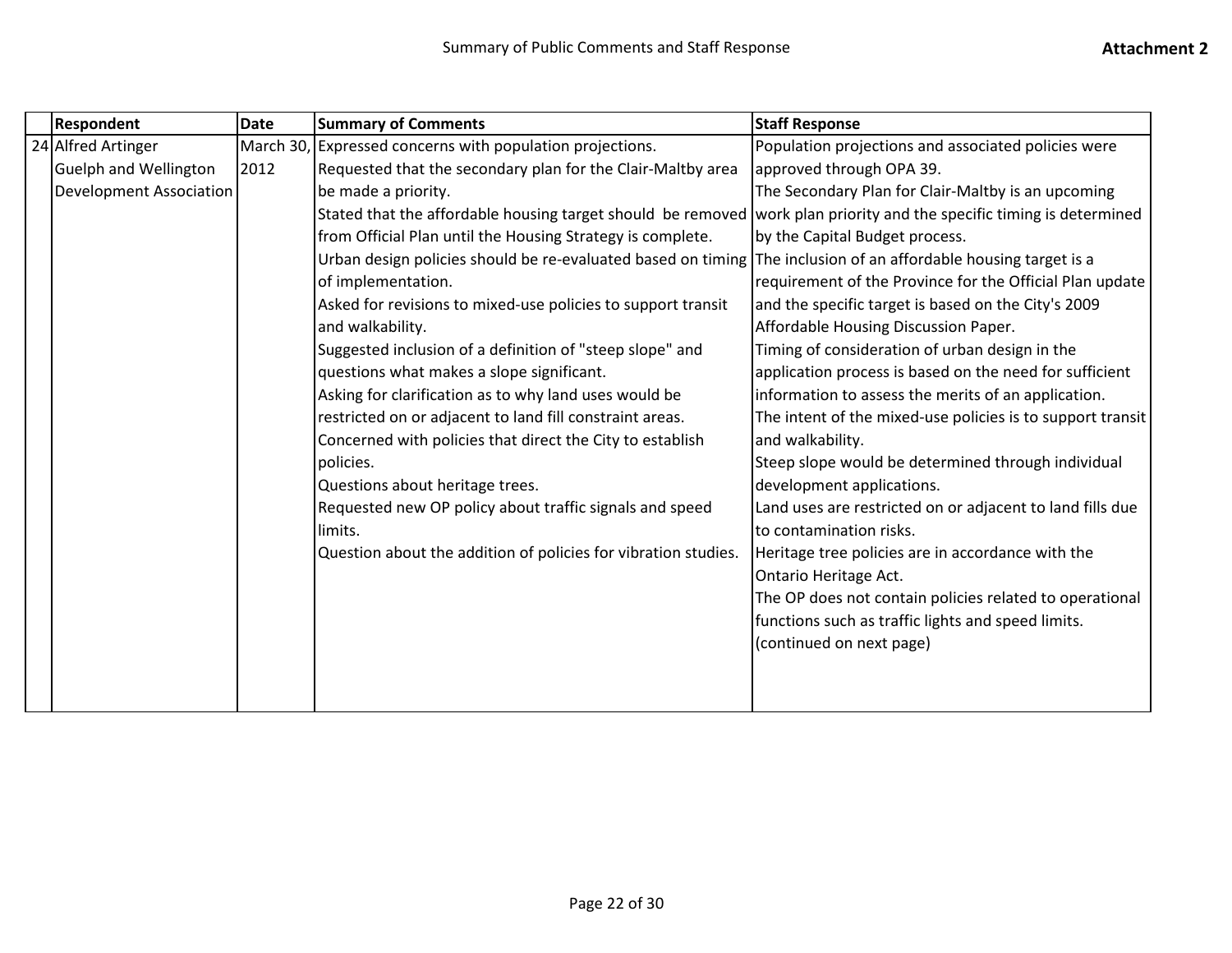Summary of Public Comments and Staff Response

**Attachment 2**

| | Respondent | Date | Summary of Comments | Staff Response |
|---|---|---|---|---|
| 24 | Alfred Artinger Guelph and Wellington Development Association | March 30, 2012 | Expressed concerns with population projections. Requested that the secondary plan for the Clair-Maltby area be made a priority. Stated that the affordable housing target should be removed from Official Plan until the Housing Strategy is complete. Urban design policies should be re-evaluated based on timing of implementation. Asked for revisions to mixed-use policies to support transit and walkability. Suggested inclusion of a definition of "steep slope" and questions what makes a slope significant. Asking for clarification as to why land uses would be restricted on or adjacent to land fill constraint areas. Concerned with policies that direct the City to establish policies. Questions about heritage trees. Requested new OP policy about traffic signals and speed limits. Question about the addition of policies for vibration studies. | Population projections and associated policies were approved through OPA 39. The Secondary Plan for Clair-Maltby is an upcoming work plan priority and the specific timing is determined by the Capital Budget process. The inclusion of an affordable housing target is a requirement of the Province for the Official Plan update and the specific target is based on the City's 2009 Affordable Housing Discussion Paper. Timing of consideration of urban design in the application process is based on the need for sufficient information to assess the merits of an application. The intent of the mixed-use policies is to support transit and walkability. Steep slope would be determined through individual development applications. Land uses are restricted on or adjacent to land fills due to contamination risks. Heritage tree policies are in accordance with the Ontario Heritage Act. The OP does not contain policies related to operational functions such as traffic lights and speed limits. (continued on next page) |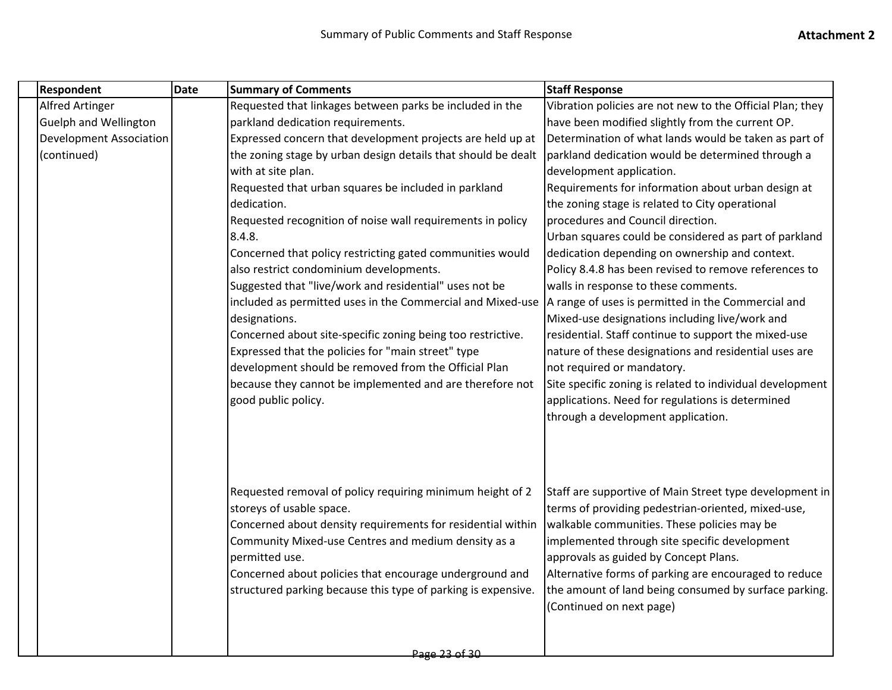| Respondent | Date | Summary of Comments | Staff Response |
|---|---|---|---|
| Alfred Artinger Guelph and Wellington Development Association (continued) | | Requested that linkages between parks be included in the parkland dedication requirements. Expressed concern that development projects are held up at the zoning stage by urban design details that should be dealt with at site plan. Requested that urban squares be included in parkland dedication. Requested recognition of noise wall requirements in policy 8.4.8. Concerned that policy restricting gated communities would also restrict condominium developments. Suggested that "live/work and residential" uses not be included as permitted uses in the Commercial and Mixed-use designations. Concerned about site-specific zoning being too restrictive. Expressed that the policies for "main street" type development should be removed from the Official Plan because they cannot be implemented and are therefore not good public policy. | Vibration policies are not new to the Official Plan; they have been modified slightly from the current OP. Determination of what lands would be taken as part of parkland dedication would be determined through a development application. Requirements for information about urban design at the zoning stage is related to City operational procedures and Council direction. Urban squares could be considered as part of parkland dedication depending on ownership and context. Policy 8.4.8 has been revised to remove references to walls in response to these comments. A range of uses is permitted in the Commercial and Mixed-use designations including live/work and residential. Staff continue to support the mixed-use nature of these designations and residential uses are not required or mandatory. Site specific zoning is related to individual development applications. Need for regulations is determined through a development application. |
| | | Requested removal of policy requiring minimum height of 2 storeys of usable space. Concerned about density requirements for residential within Community Mixed-use Centres and medium density as a permitted use. Concerned about policies that encourage underground and structured parking because this type of parking is expensive. | Staff are supportive of Main Street type development in terms of providing pedestrian-oriented, mixed-use, walkable communities. These policies may be implemented through site specific development approvals as guided by Concept Plans. Alternative forms of parking are encouraged to reduce the amount of land being consumed by surface parking. (Continued on next page) |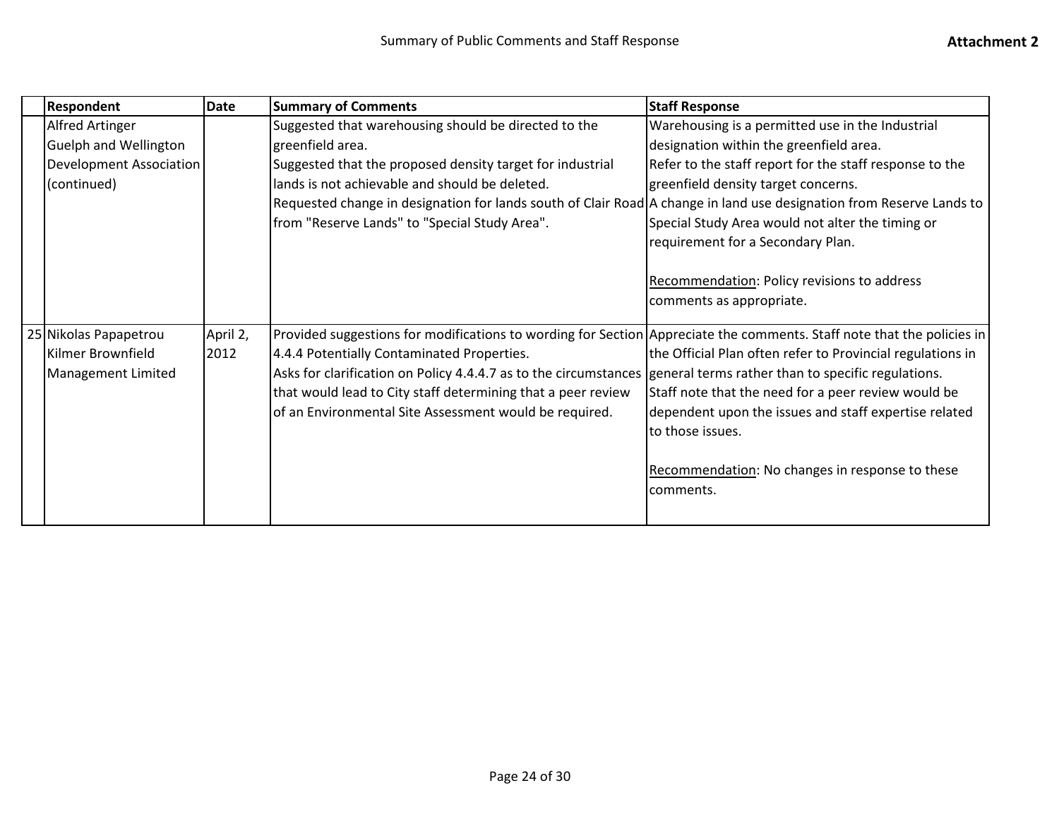| | Respondent | Date | Summary of Comments | Staff Response |
|---|---|---|---|---|
| | Alfred Artinger<br>Guelph and Wellington Development Association (continued) | | Suggested that warehousing should be directed to the greenfield area.<br>Suggested that the proposed density target for industrial lands is not achievable and should be deleted.<br>Requested change in designation for lands south of Clair Road from "Reserve Lands" to "Special Study Area". | Warehousing is a permitted use in the Industrial designation within the greenfield area.<br>Refer to the staff report for the staff response to the greenfield density target concerns.<br>A change in land use designation from Reserve Lands to Special Study Area would not alter the timing or requirement for a Secondary Plan.<br><br>Recommendation: Policy revisions to address comments as appropriate. |
| 25 | Nikolas Papapetrou<br>Kilmer Brownfield Management Limited | April 2, 2012 | Provided suggestions for modifications to wording for Section 4.4.4 Potentially Contaminated Properties.<br>Asks for clarification on Policy 4.4.4.7 as to the circumstances that would lead to City staff determining that a peer review of an Environmental Site Assessment would be required. | Appreciate the comments. Staff note that the policies in the Official Plan often refer to Provincial regulations in general terms rather than to specific regulations.<br>Staff note that the need for a peer review would be dependent upon the issues and staff expertise related to those issues.<br><br>Recommendation: No changes in response to these comments. |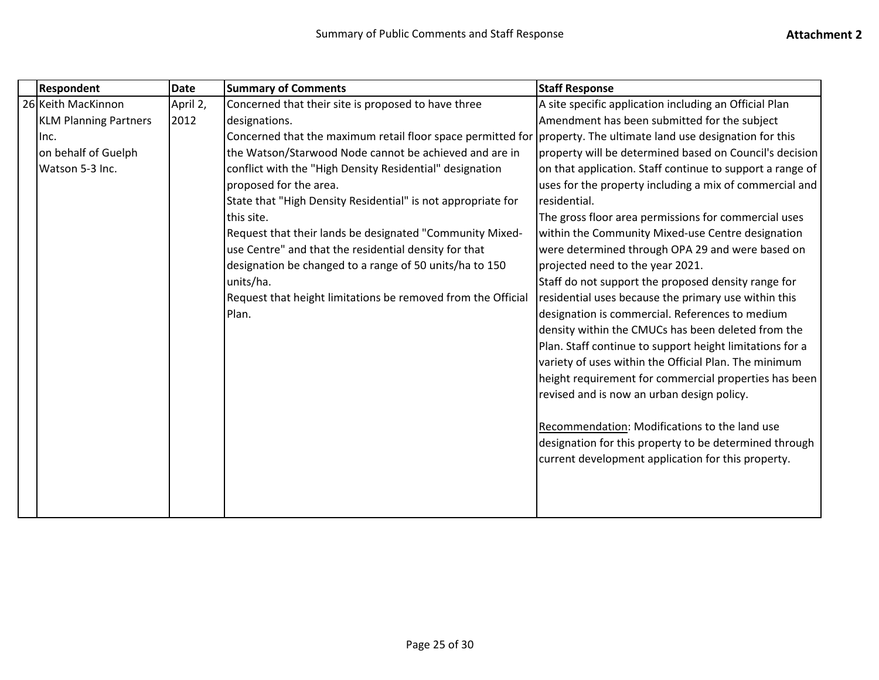| | Respondent | Date | Summary of Comments | Staff Response |
|---|---|---|---|---|
| 26 | Keith MacKinnon<br>KLM Planning Partners Inc.<br>on behalf of Guelph Watson 5-3 Inc. | April 2, 2012 | Concerned that their site is proposed to have three designations.<br>Concerned that the maximum retail floor space permitted for the Watson/Starwood Node cannot be achieved and are in conflict with the "High Density Residential" designation proposed for the area.<br>State that "High Density Residential" is not appropriate for this site.<br>Request that their lands be designated "Community Mixed-use Centre" and that the residential density for that designation be changed to a range of 50 units/ha to 150 units/ha.<br>Request that height limitations be removed from the Official Plan. | A site specific application including an Official Plan Amendment has been submitted for the subject property. The ultimate land use designation for this property will be determined based on Council's decision on that application. Staff continue to support a range of uses for the property including a mix of commercial and residential.<br>The gross floor area permissions for commercial uses within the Community Mixed-use Centre designation were determined through OPA 29 and were based on projected need to the year 2021.<br>Staff do not support the proposed density range for residential uses because the primary use within this designation is commercial. References to medium density within the CMUCs has been deleted from the Plan. Staff continue to support height limitations for a variety of uses within the Official Plan. The minimum height requirement for commercial properties has been revised and is now an urban design policy.<br><br>Recommendation: Modifications to the land use designation for this property to be determined through current development application for this property. |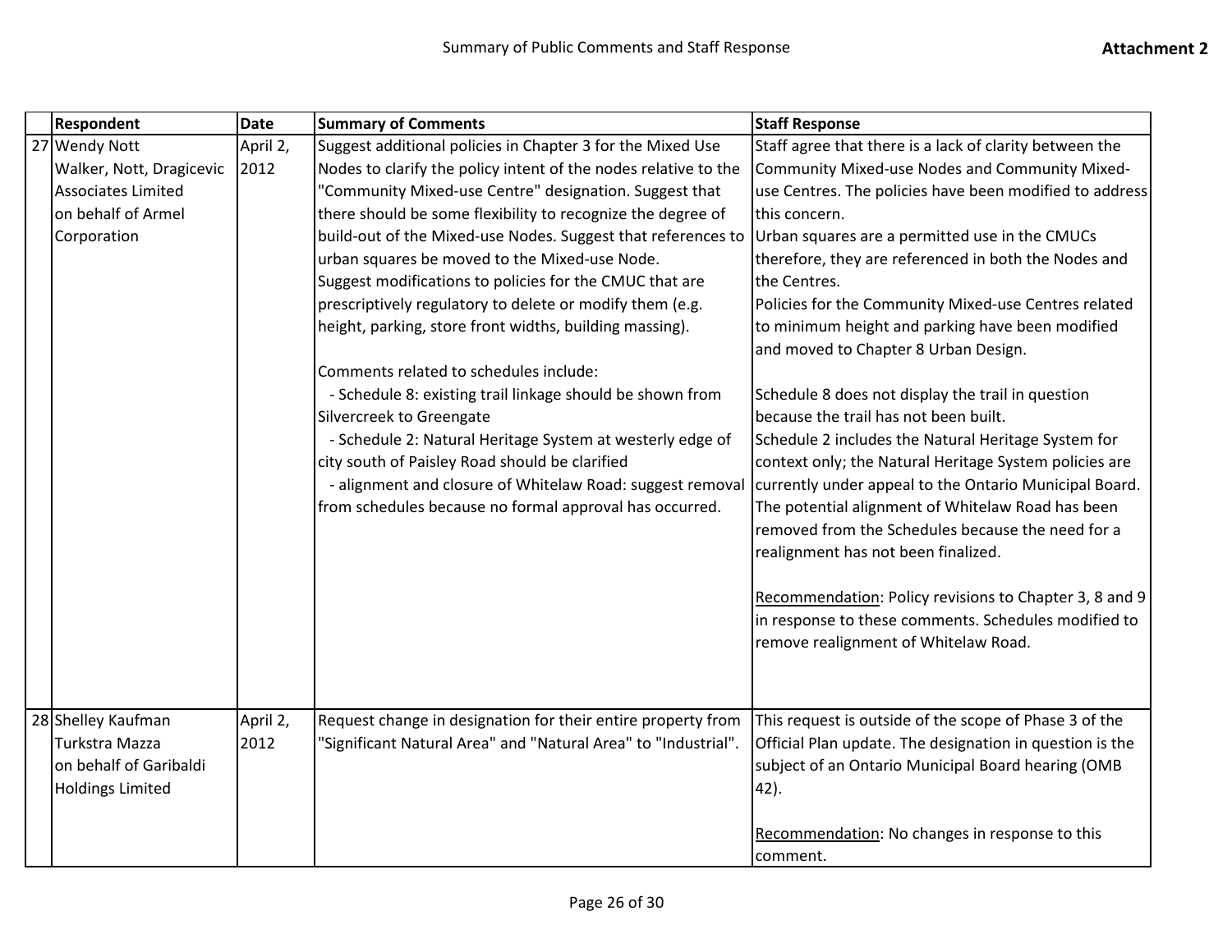| | Respondent | Date | Summary of Comments | Staff Response |
|---|---|---|---|---|
| 27 | Wendy Nott<br>Walker, Nott, Dragicevic Associates Limited<br>on behalf of Armel Corporation | April 2, 2012 | Suggest additional policies in Chapter 3 for the Mixed Use Nodes to clarify the policy intent of the nodes relative to the "Community Mixed-use Centre" designation. Suggest that there should be some flexibility to recognize the degree of build-out of the Mixed-use Nodes. Suggest that references to urban squares be moved to the Mixed-use Node.<br>Suggest modifications to policies for the CMUC that are prescriptively regulatory to delete or modify them (e.g. height, parking, store front widths, building massing).<br><br>Comments related to schedules include:<br>- Schedule 8: existing trail linkage should be shown from Silvercreek to Greengate<br>- Schedule 2: Natural Heritage System at westerly edge of city south of Paisley Road should be clarified<br>- alignment and closure of Whitelaw Road: suggest removal from schedules because no formal approval has occurred. | Staff agree that there is a lack of clarity between the Community Mixed-use Nodes and Community Mixed-use Centres. The policies have been modified to address this concern.<br>Urban squares are a permitted use in the CMUCs therefore, they are referenced in both the Nodes and the Centres.<br>Policies for the Community Mixed-use Centres related to minimum height and parking have been modified and moved to Chapter 8 Urban Design.<br><br>Schedule 8 does not display the trail in question because the trail has not been built.<br>Schedule 2 includes the Natural Heritage System for context only; the Natural Heritage System policies are currently under appeal to the Ontario Municipal Board.<br>The potential alignment of Whitelaw Road has been removed from the Schedules because the need for a realignment has not been finalized.<br><br><u>Recommendation</u>: Policy revisions to Chapter 3, 8 and 9 in response to these comments. Schedules modified to remove realignment of Whitelaw Road. |
| 28 | Shelley Kaufman<br>Turkstra Mazza<br>on behalf of Garibaldi Holdings Limited | April 2, 2012 | Request change in designation for their entire property from "Significant Natural Area" and "Natural Area" to "Industrial". | This request is outside of the scope of Phase 3 of the Official Plan update. The designation in question is the subject of an Ontario Municipal Board hearing (OMB 42).<br><br><u>Recommendation</u>: No changes in response to this comment. |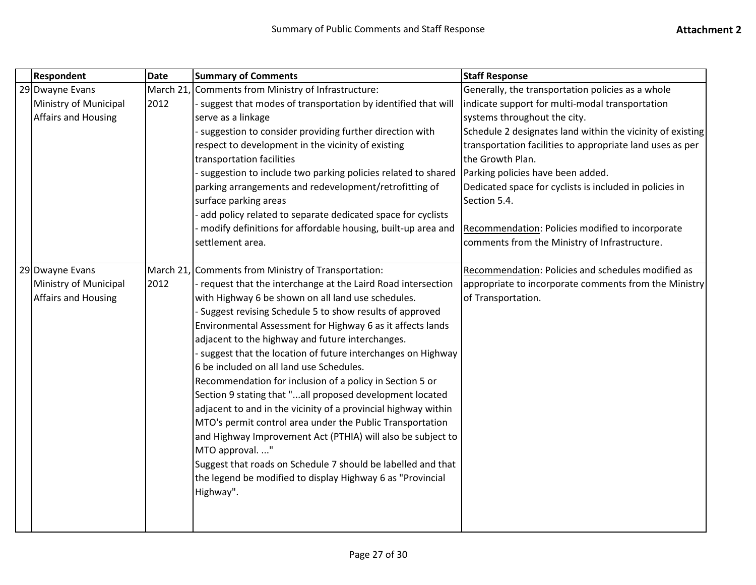| | Respondent | Date | Summary of Comments | Staff Response |
|---|---|---|---|---|
| 29 | Dwayne Evans Ministry of Municipal Affairs and Housing | March 21, 2012 | Comments from Ministry of Infrastructure:<br>- suggest that modes of transportation by identified that will serve as a linkage<br>- suggestion to consider providing further direction with respect to development in the vicinity of existing transportation facilities<br>- suggestion to include two parking policies related to shared parking arrangements and redevelopment/retrofitting of surface parking areas<br>- add policy related to separate dedicated space for cyclists<br>- modify definitions for affordable housing, built-up area and settlement area. | Generally, the transportation policies as a whole indicate support for multi-modal transportation systems throughout the city.<br>Schedule 2 designates land within the vicinity of existing transportation facilities to appropriate land uses as per the Growth Plan.<br>Parking policies have been added.<br>Dedicated space for cyclists is included in policies in Section 5.4.<br><br>Recommendation: Policies modified to incorporate comments from the Ministry of Infrastructure. |
| 29 | Dwayne Evans Ministry of Municipal Affairs and Housing | March 21, 2012 | Comments from Ministry of Transportation:<br>- request that the interchange at the Laird Road intersection with Highway 6 be shown on all land use schedules.<br>- Suggest revising Schedule 5 to show results of approved Environmental Assessment for Highway 6 as it affects lands adjacent to the highway and future interchanges.<br>- suggest that the location of future interchanges on Highway 6 be included on all land use Schedules.<br>Recommendation for inclusion of a policy in Section 5 or Section 9 stating that "...all proposed development located adjacent to and in the vicinity of a provincial highway within MTO's permit control area under the Public Transportation and Highway Improvement Act (PTHIA) will also be subject to MTO approval. ..."<br>Suggest that roads on Schedule 7 should be labelled and that the legend be modified to display Highway 6 as "Provincial Highway". | Recommendation: Policies and schedules modified as appropriate to incorporate comments from the Ministry of Transportation. |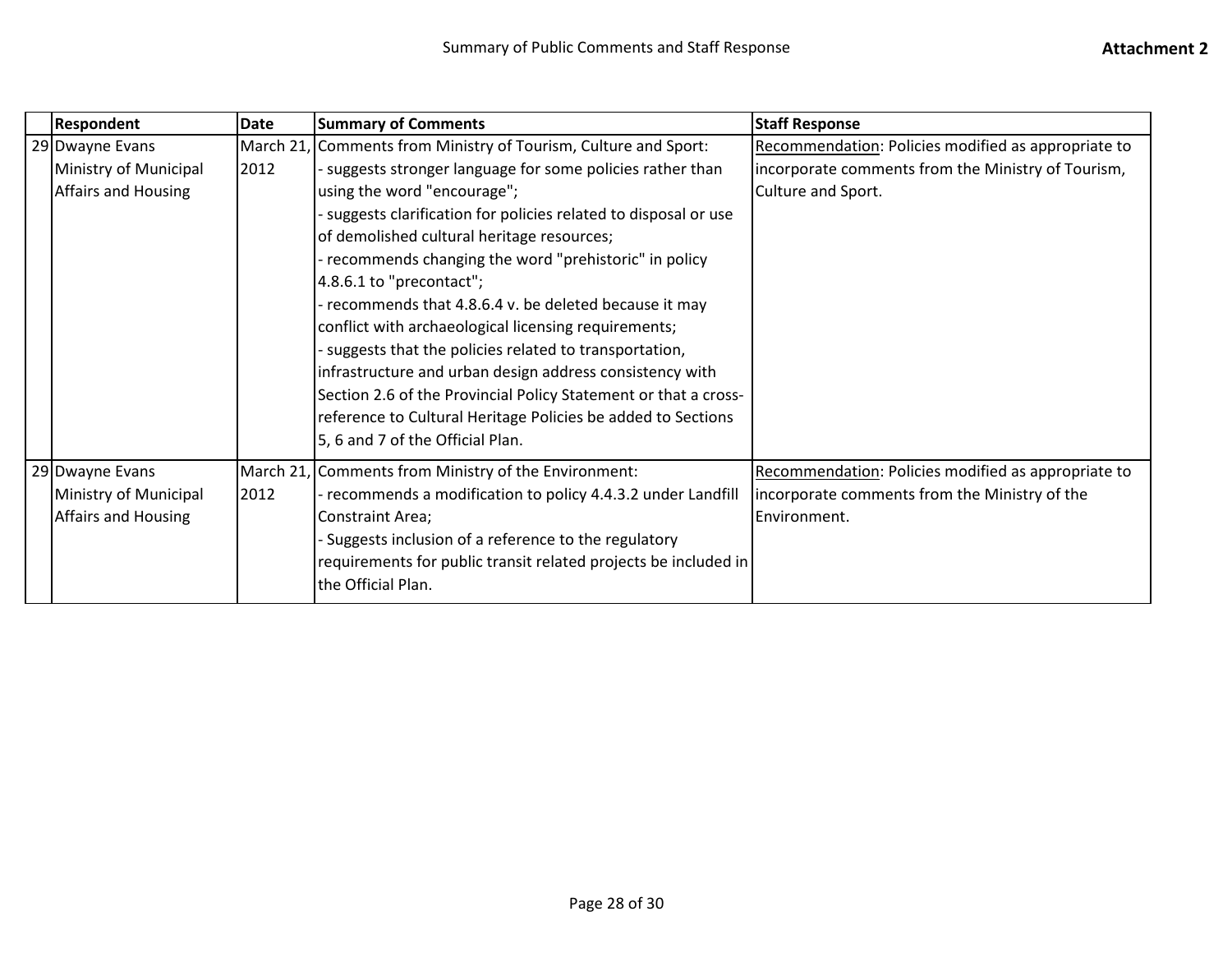Summary of Public Comments and Staff Response

**Attachment 2**

| | Respondent | Date | Summary of Comments | Staff Response |
|---|---|---|---|---|
| 29 | Dwayne Evans Ministry of Municipal Affairs and Housing | March 21, 2012 | Comments from Ministry of Tourism, Culture and Sport:<br>- suggests stronger language for some policies rather than using the word "encourage";<br>- suggests clarification for policies related to disposal or use of demolished cultural heritage resources;<br>- recommends changing the word "prehistoric" in policy 4.8.6.1 to "precontact";<br>- recommends that 4.8.6.4 v. be deleted because it may conflict with archaeological licensing requirements;<br>- suggests that the policies related to transportation, infrastructure and urban design address consistency with Section 2.6 of the Provincial Policy Statement or that a cross-reference to Cultural Heritage Policies be added to Sections 5, 6 and 7 of the Official Plan. | Recommendation: Policies modified as appropriate to incorporate comments from the Ministry of Tourism, Culture and Sport. |
| 29 | Dwayne Evans Ministry of Municipal Affairs and Housing | March 21, 2012 | Comments from Ministry of the Environment:<br>- recommends a modification to policy 4.4.3.2 under Landfill Constraint Area;<br>- Suggests inclusion of a reference to the regulatory requirements for public transit related projects be included in the Official Plan. | Recommendation: Policies modified as appropriate to incorporate comments from the Ministry of the Environment. |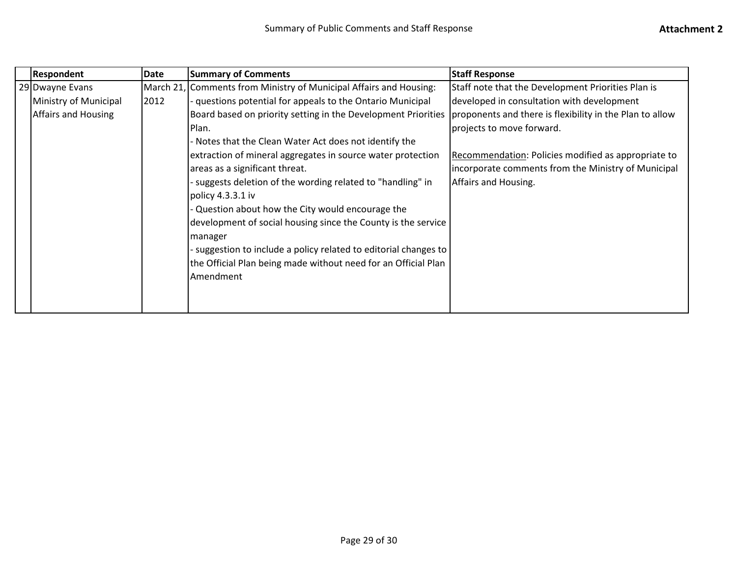|  | Respondent | Date | Summary of Comments | Staff Response |
|---|---|---|---|---|
| 29 | Dwayne Evans<br>Ministry of Municipal Affairs and Housing | March 21, 2012 | Comments from Ministry of Municipal Affairs and Housing:<br>- questions potential for appeals to the Ontario Municipal Board based on priority setting in the Development Priorities Plan.<br>- Notes that the Clean Water Act does not identify the extraction of mineral aggregates in source water protection areas as a significant threat.<br>- suggests deletion of the wording related to "handling" in policy 4.3.3.1 iv<br>- Question about how the City would encourage the development of social housing since the County is the service manager<br>- suggestion to include a policy related to editorial changes to the Official Plan being made without need for an Official Plan Amendment | Staff note that the Development Priorities Plan is developed in consultation with development proponents and there is flexibility in the Plan to allow projects to move forward.<br><br><u>Recommendation</u>: Policies modified as appropriate to incorporate comments from the Ministry of Municipal Affairs and Housing. |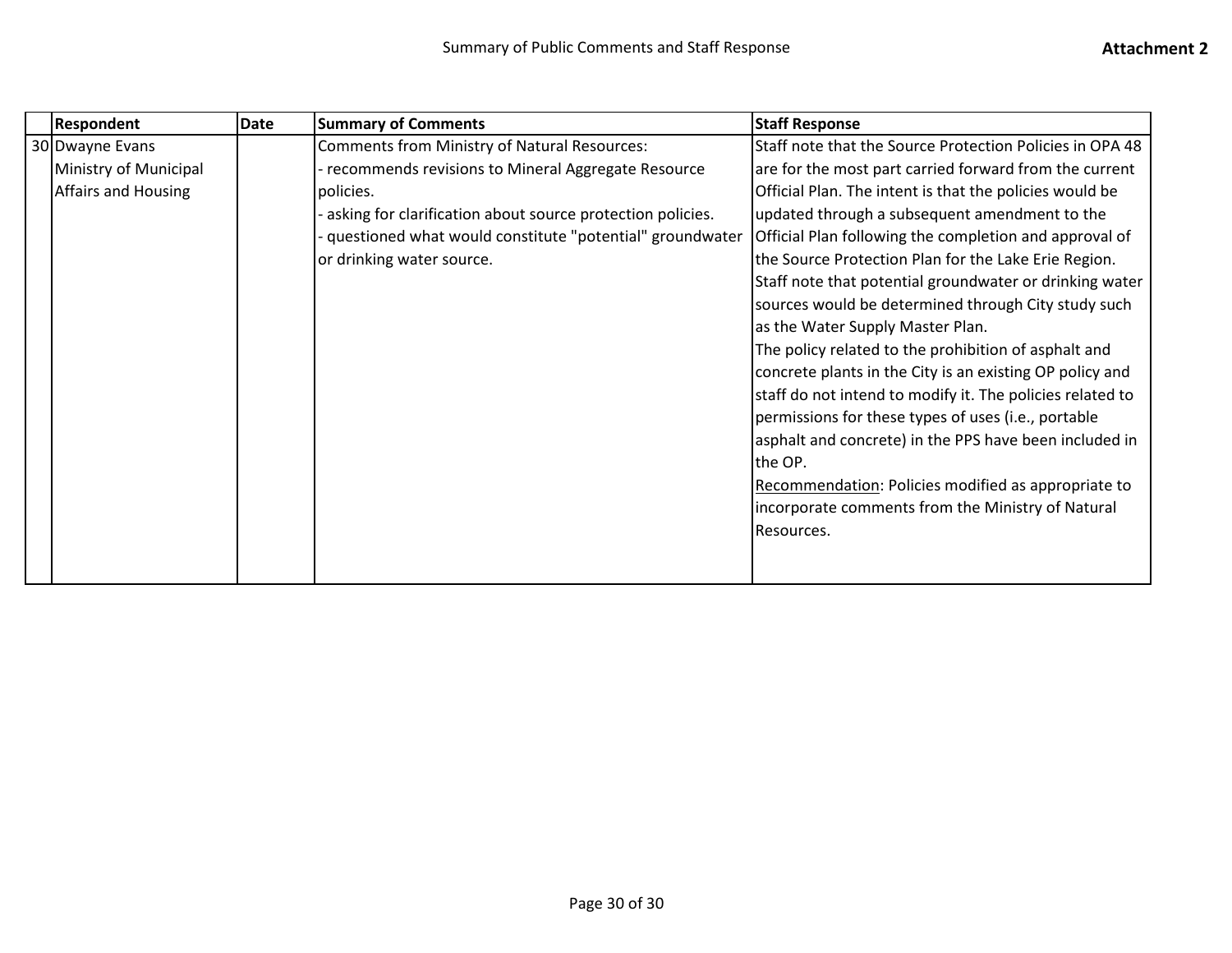| | Respondent | Date | Summary of Comments | Staff Response |
|---|---|---|---|---|
| 30 | Dwayne Evans<br>Ministry of Municipal Affairs and Housing | | Comments from Ministry of Natural Resources:<br>- recommends revisions to Mineral Aggregate Resource policies.<br>- asking for clarification about source protection policies.<br>- questioned what would constitute "potential" groundwater or drinking water source. | Staff note that the Source Protection Policies in OPA 48 are for the most part carried forward from the current Official Plan. The intent is that the policies would be updated through a subsequent amendment to the Official Plan following the completion and approval of the Source Protection Plan for the Lake Erie Region.<br>Staff note that potential groundwater or drinking water sources would be determined through City study such as the Water Supply Master Plan.<br>The policy related to the prohibition of asphalt and concrete plants in the City is an existing OP policy and staff do not intend to modify it. The policies related to permissions for these types of uses (i.e., portable asphalt and concrete) in the PPS have been included in the OP.<br><u>Recommendation</u>: Policies modified as appropriate to incorporate comments from the Ministry of Natural Resources. |